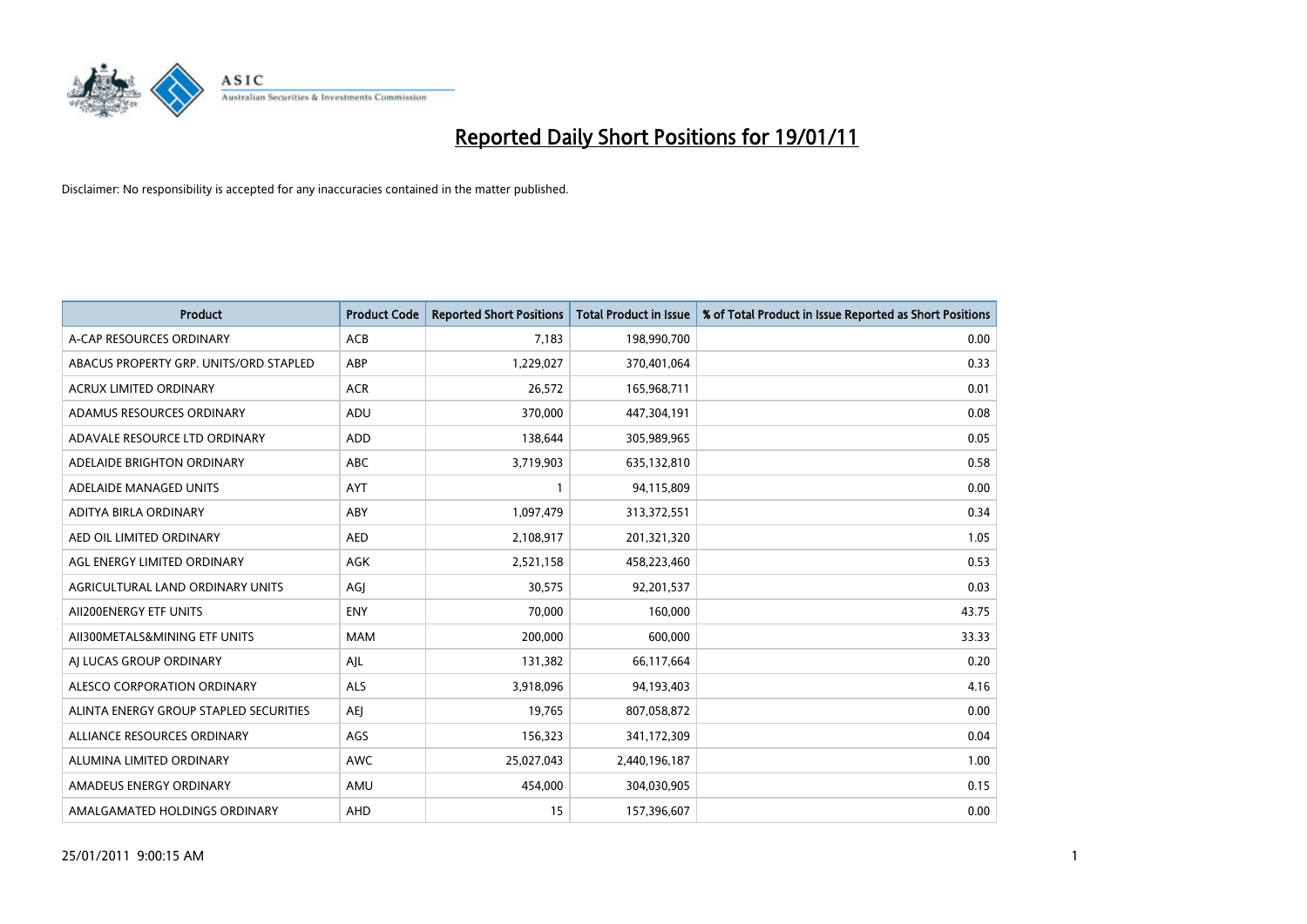# Reported Daily Short Positions for 19/01/11

Disclaimer: No responsibility is accepted for any inaccuracies contained in the matter published.

| Product | Product Code | Reported Short Positions | Total Product in Issue | % of Total Product in Issue Reported as Short Positions |
|---|---|---|---|---|
| A-CAP RESOURCES ORDINARY | ACB | 7,183 | 198,990,700 | 0.00 |
| ABACUS PROPERTY GRP. UNITS/ORD STAPLED | ABP | 1,229,027 | 370,401,064 | 0.33 |
| ACRUX LIMITED ORDINARY | ACR | 26,572 | 165,968,711 | 0.01 |
| ADAMUS RESOURCES ORDINARY | ADU | 370,000 | 447,304,191 | 0.08 |
| ADAVALE RESOURCE LTD ORDINARY | ADD | 138,644 | 305,989,965 | 0.05 |
| ADELAIDE BRIGHTON ORDINARY | ABC | 3,719,903 | 635,132,810 | 0.58 |
| ADELAIDE MANAGED UNITS | AYT | 1 | 94,115,809 | 0.00 |
| ADITYA BIRLA ORDINARY | ABY | 1,097,479 | 313,372,551 | 0.34 |
| AED OIL LIMITED ORDINARY | AED | 2,108,917 | 201,321,320 | 1.05 |
| AGL ENERGY LIMITED ORDINARY | AGK | 2,521,158 | 458,223,460 | 0.53 |
| AGRICULTURAL LAND ORDINARY UNITS | AGJ | 30,575 | 92,201,537 | 0.03 |
| AII200ENERGY ETF UNITS | ENY | 70,000 | 160,000 | 43.75 |
| AII300METALS&MINING ETF UNITS | MAM | 200,000 | 600,000 | 33.33 |
| AJ LUCAS GROUP ORDINARY | AJL | 131,382 | 66,117,664 | 0.20 |
| ALESCO CORPORATION ORDINARY | ALS | 3,918,096 | 94,193,403 | 4.16 |
| ALINTA ENERGY GROUP STAPLED SECURITIES | AEJ | 19,765 | 807,058,872 | 0.00 |
| ALLIANCE RESOURCES ORDINARY | AGS | 156,323 | 341,172,309 | 0.04 |
| ALUMINA LIMITED ORDINARY | AWC | 25,027,043 | 2,440,196,187 | 1.00 |
| AMADEUS ENERGY ORDINARY | AMU | 454,000 | 304,030,905 | 0.15 |
| AMALGAMATED HOLDINGS ORDINARY | AHD | 15 | 157,396,607 | 0.00 |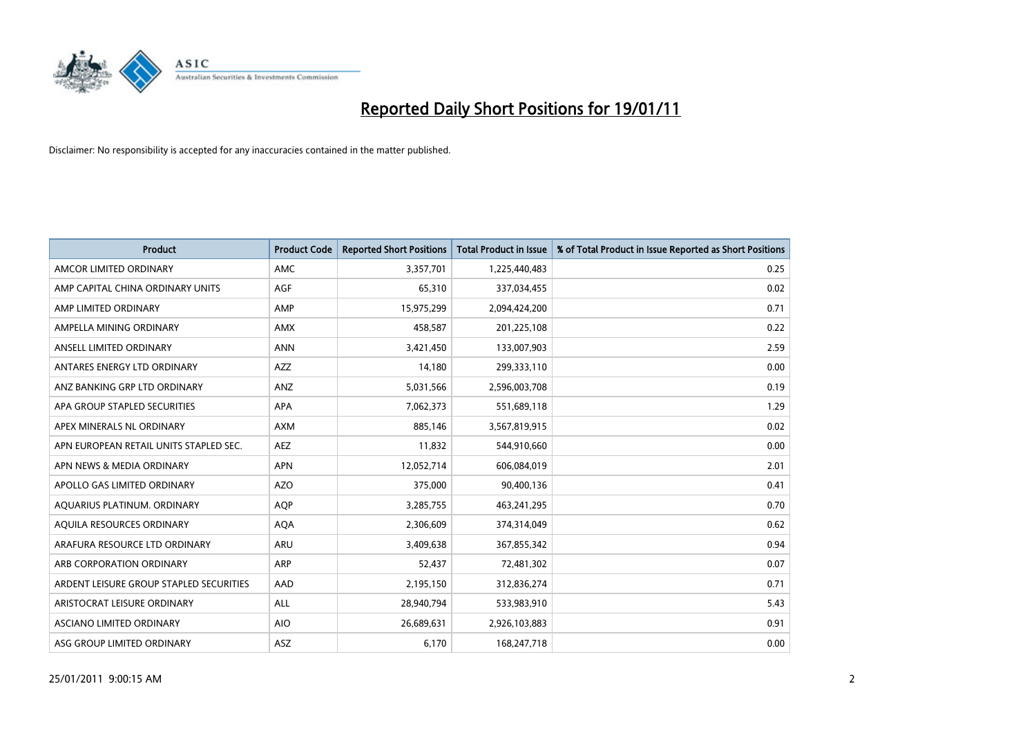# Reported Daily Short Positions for 19/01/11

Disclaimer: No responsibility is accepted for any inaccuracies contained in the matter published.

| Product | Product Code | Reported Short Positions | Total Product in Issue | % of Total Product in Issue Reported as Short Positions |
|---|---|---|---|---|
| AMCOR LIMITED ORDINARY | AMC | 3,357,701 | 1,225,440,483 | 0.25 |
| AMP CAPITAL CHINA ORDINARY UNITS | AGF | 65,310 | 337,034,455 | 0.02 |
| AMP LIMITED ORDINARY | AMP | 15,975,299 | 2,094,424,200 | 0.71 |
| AMPELLA MINING ORDINARY | AMX | 458,587 | 201,225,108 | 0.22 |
| ANSELL LIMITED ORDINARY | ANN | 3,421,450 | 133,007,903 | 2.59 |
| ANTARES ENERGY LTD ORDINARY | AZZ | 14,180 | 299,333,110 | 0.00 |
| ANZ BANKING GRP LTD ORDINARY | ANZ | 5,031,566 | 2,596,003,708 | 0.19 |
| APA GROUP STAPLED SECURITIES | APA | 7,062,373 | 551,689,118 | 1.29 |
| APEX MINERALS NL ORDINARY | AXM | 885,146 | 3,567,819,915 | 0.02 |
| APN EUROPEAN RETAIL UNITS STAPLED SEC. | AEZ | 11,832 | 544,910,660 | 0.00 |
| APN NEWS & MEDIA ORDINARY | APN | 12,052,714 | 606,084,019 | 2.01 |
| APOLLO GAS LIMITED ORDINARY | AZO | 375,000 | 90,400,136 | 0.41 |
| AQUARIUS PLATINUM. ORDINARY | AQP | 3,285,755 | 463,241,295 | 0.70 |
| AQUILA RESOURCES ORDINARY | AQA | 2,306,609 | 374,314,049 | 0.62 |
| ARAFURA RESOURCE LTD ORDINARY | ARU | 3,409,638 | 367,855,342 | 0.94 |
| ARB CORPORATION ORDINARY | ARP | 52,437 | 72,481,302 | 0.07 |
| ARDENT LEISURE GROUP STAPLED SECURITIES | AAD | 2,195,150 | 312,836,274 | 0.71 |
| ARISTOCRAT LEISURE ORDINARY | ALL | 28,940,794 | 533,983,910 | 5.43 |
| ASCIANO LIMITED ORDINARY | AIO | 26,689,631 | 2,926,103,883 | 0.91 |
| ASG GROUP LIMITED ORDINARY | ASZ | 6,170 | 168,247,718 | 0.00 |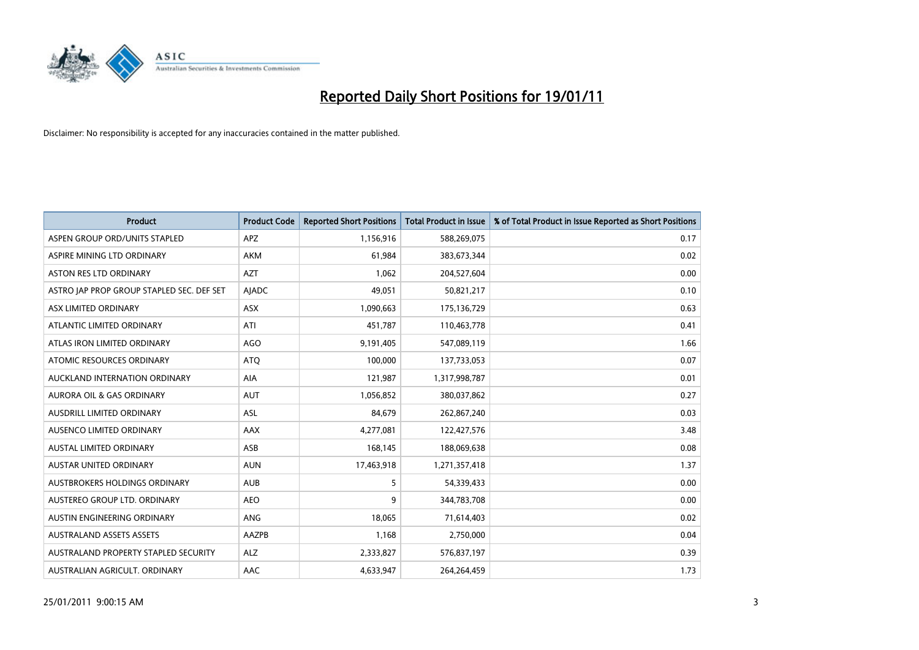# Reported Daily Short Positions for 19/01/11

Disclaimer: No responsibility is accepted for any inaccuracies contained in the matter published.

| Product | Product Code | Reported Short Positions | Total Product in Issue | % of Total Product in Issue Reported as Short Positions |
|---|---|---|---|---|
| ASPEN GROUP ORD/UNITS STAPLED | APZ | 1,156,916 | 588,269,075 | 0.17 |
| ASPIRE MINING LTD ORDINARY | AKM | 61,984 | 383,673,344 | 0.02 |
| ASTON RES LTD ORDINARY | AZT | 1,062 | 204,527,604 | 0.00 |
| ASTRO JAP PROP GROUP STAPLED SEC. DEF SET | AJADC | 49,051 | 50,821,217 | 0.10 |
| ASX LIMITED ORDINARY | ASX | 1,090,663 | 175,136,729 | 0.63 |
| ATLANTIC LIMITED ORDINARY | ATI | 451,787 | 110,463,778 | 0.41 |
| ATLAS IRON LIMITED ORDINARY | AGO | 9,191,405 | 547,089,119 | 1.66 |
| ATOMIC RESOURCES ORDINARY | ATQ | 100,000 | 137,733,053 | 0.07 |
| AUCKLAND INTERNATION ORDINARY | AIA | 121,987 | 1,317,998,787 | 0.01 |
| AURORA OIL & GAS ORDINARY | AUT | 1,056,852 | 380,037,862 | 0.27 |
| AUSDRILL LIMITED ORDINARY | ASL | 84,679 | 262,867,240 | 0.03 |
| AUSENCO LIMITED ORDINARY | AAX | 4,277,081 | 122,427,576 | 3.48 |
| AUSTAL LIMITED ORDINARY | ASB | 168,145 | 188,069,638 | 0.08 |
| AUSTAR UNITED ORDINARY | AUN | 17,463,918 | 1,271,357,418 | 1.37 |
| AUSTBROKERS HOLDINGS ORDINARY | AUB | 5 | 54,339,433 | 0.00 |
| AUSTEREO GROUP LTD. ORDINARY | AEO | 9 | 344,783,708 | 0.00 |
| AUSTIN ENGINEERING ORDINARY | ANG | 18,065 | 71,614,403 | 0.02 |
| AUSTRALAND ASSETS ASSETS | AAZPB | 1,168 | 2,750,000 | 0.04 |
| AUSTRALAND PROPERTY STAPLED SECURITY | ALZ | 2,333,827 | 576,837,197 | 0.39 |
| AUSTRALIAN AGRICULT. ORDINARY | AAC | 4,633,947 | 264,264,459 | 1.73 |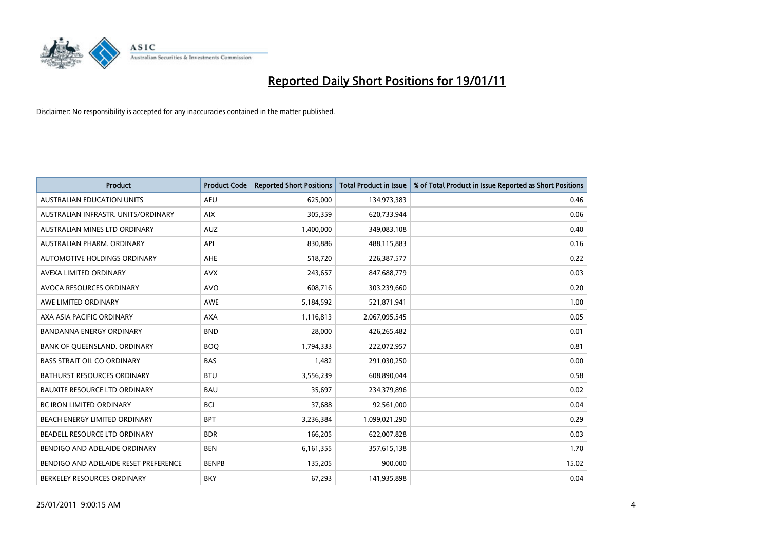# Reported Daily Short Positions for 19/01/11

Disclaimer: No responsibility is accepted for any inaccuracies contained in the matter published.

| Product | Product Code | Reported Short Positions | Total Product in Issue | % of Total Product in Issue Reported as Short Positions |
|---|---|---|---|---|
| AUSTRALIAN EDUCATION UNITS | AEU | 625,000 | 134,973,383 | 0.46 |
| AUSTRALIAN INFRASTR. UNITS/ORDINARY | AIX | 305,359 | 620,733,944 | 0.06 |
| AUSTRALIAN MINES LTD ORDINARY | AUZ | 1,400,000 | 349,083,108 | 0.40 |
| AUSTRALIAN PHARM. ORDINARY | API | 830,886 | 488,115,883 | 0.16 |
| AUTOMOTIVE HOLDINGS ORDINARY | AHE | 518,720 | 226,387,577 | 0.22 |
| AVEXA LIMITED ORDINARY | AVX | 243,657 | 847,688,779 | 0.03 |
| AVOCA RESOURCES ORDINARY | AVO | 608,716 | 303,239,660 | 0.20 |
| AWE LIMITED ORDINARY | AWE | 5,184,592 | 521,871,941 | 1.00 |
| AXA ASIA PACIFIC ORDINARY | AXA | 1,116,813 | 2,067,095,545 | 0.05 |
| BANDANNA ENERGY ORDINARY | BND | 28,000 | 426,265,482 | 0.01 |
| BANK OF QUEENSLAND. ORDINARY | BOQ | 1,794,333 | 222,072,957 | 0.81 |
| BASS STRAIT OIL CO ORDINARY | BAS | 1,482 | 291,030,250 | 0.00 |
| BATHURST RESOURCES ORDINARY | BTU | 3,556,239 | 608,890,044 | 0.58 |
| BAUXITE RESOURCE LTD ORDINARY | BAU | 35,697 | 234,379,896 | 0.02 |
| BC IRON LIMITED ORDINARY | BCI | 37,688 | 92,561,000 | 0.04 |
| BEACH ENERGY LIMITED ORDINARY | BPT | 3,236,384 | 1,099,021,290 | 0.29 |
| BEADELL RESOURCE LTD ORDINARY | BDR | 166,205 | 622,007,828 | 0.03 |
| BENDIGO AND ADELAIDE ORDINARY | BEN | 6,161,355 | 357,615,138 | 1.70 |
| BENDIGO AND ADELAIDE RESET PREFERENCE | BENPB | 135,205 | 900,000 | 15.02 |
| BERKELEY RESOURCES ORDINARY | BKY | 67,293 | 141,935,898 | 0.04 |

25/01/2011 9:00:15 AM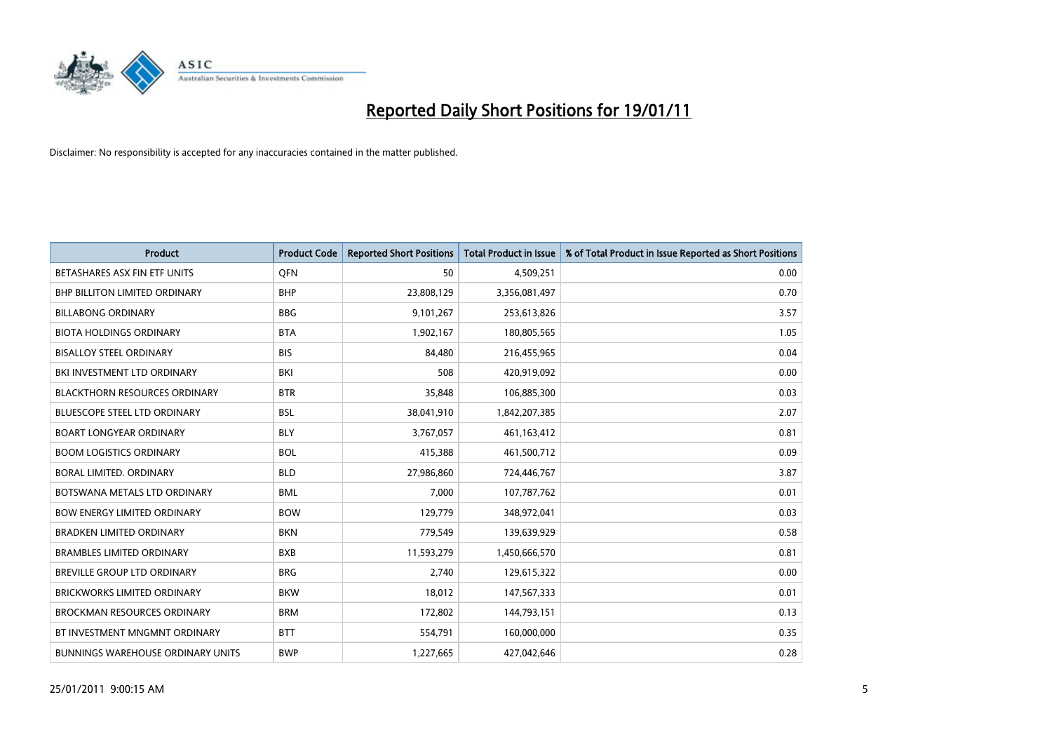# Reported Daily Short Positions for 19/01/11

Disclaimer: No responsibility is accepted for any inaccuracies contained in the matter published.

| Product | Product Code | Reported Short Positions | Total Product in Issue | % of Total Product in Issue Reported as Short Positions |
| --- | --- | --- | --- | --- |
| BETASHARES ASX FIN ETF UNITS | QFN | 50 | 4,509,251 | 0.00 |
| BHP BILLITON LIMITED ORDINARY | BHP | 23,808,129 | 3,356,081,497 | 0.70 |
| BILLABONG ORDINARY | BBG | 9,101,267 | 253,613,826 | 3.57 |
| BIOTA HOLDINGS ORDINARY | BTA | 1,902,167 | 180,805,565 | 1.05 |
| BISALLOY STEEL ORDINARY | BIS | 84,480 | 216,455,965 | 0.04 |
| BKI INVESTMENT LTD ORDINARY | BKI | 508 | 420,919,092 | 0.00 |
| BLACKTHORN RESOURCES ORDINARY | BTR | 35,848 | 106,885,300 | 0.03 |
| BLUESCOPE STEEL LTD ORDINARY | BSL | 38,041,910 | 1,842,207,385 | 2.07 |
| BOART LONGYEAR ORDINARY | BLY | 3,767,057 | 461,163,412 | 0.81 |
| BOOM LOGISTICS ORDINARY | BOL | 415,388 | 461,500,712 | 0.09 |
| BORAL LIMITED. ORDINARY | BLD | 27,986,860 | 724,446,767 | 3.87 |
| BOTSWANA METALS LTD ORDINARY | BML | 7,000 | 107,787,762 | 0.01 |
| BOW ENERGY LIMITED ORDINARY | BOW | 129,779 | 348,972,041 | 0.03 |
| BRADKEN LIMITED ORDINARY | BKN | 779,549 | 139,639,929 | 0.58 |
| BRAMBLES LIMITED ORDINARY | BXB | 11,593,279 | 1,450,666,570 | 0.81 |
| BREVILLE GROUP LTD ORDINARY | BRG | 2,740 | 129,615,322 | 0.00 |
| BRICKWORKS LIMITED ORDINARY | BKW | 18,012 | 147,567,333 | 0.01 |
| BROCKMAN RESOURCES ORDINARY | BRM | 172,802 | 144,793,151 | 0.13 |
| BT INVESTMENT MNGMNT ORDINARY | BTT | 554,791 | 160,000,000 | 0.35 |
| BUNNINGS WAREHOUSE ORDINARY UNITS | BWP | 1,227,665 | 427,042,646 | 0.28 |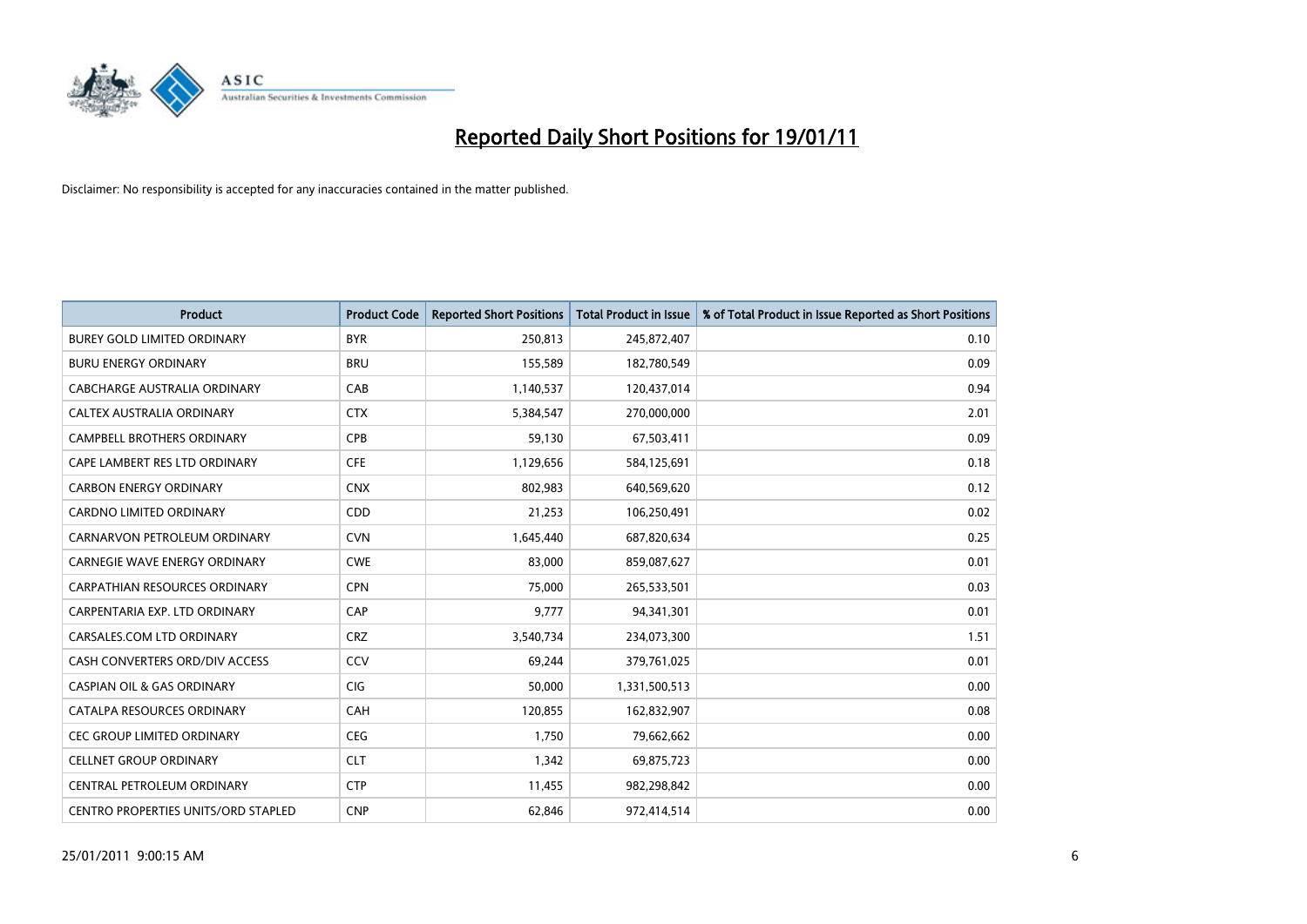# Reported Daily Short Positions for 19/01/11

Disclaimer: No responsibility is accepted for any inaccuracies contained in the matter published.

| Product | Product Code | Reported Short Positions | Total Product in Issue | % of Total Product in Issue Reported as Short Positions |
|---|---|---|---|---|
| BUREY GOLD LIMITED ORDINARY | BYR | 250,813 | 245,872,407 | 0.10 |
| BURU ENERGY ORDINARY | BRU | 155,589 | 182,780,549 | 0.09 |
| CABCHARGE AUSTRALIA ORDINARY | CAB | 1,140,537 | 120,437,014 | 0.94 |
| CALTEX AUSTRALIA ORDINARY | CTX | 5,384,547 | 270,000,000 | 2.01 |
| CAMPBELL BROTHERS ORDINARY | CPB | 59,130 | 67,503,411 | 0.09 |
| CAPE LAMBERT RES LTD ORDINARY | CFE | 1,129,656 | 584,125,691 | 0.18 |
| CARBON ENERGY ORDINARY | CNX | 802,983 | 640,569,620 | 0.12 |
| CARDNO LIMITED ORDINARY | CDD | 21,253 | 106,250,491 | 0.02 |
| CARNARVON PETROLEUM ORDINARY | CVN | 1,645,440 | 687,820,634 | 0.25 |
| CARNEGIE WAVE ENERGY ORDINARY | CWE | 83,000 | 859,087,627 | 0.01 |
| CARPATHIAN RESOURCES ORDINARY | CPN | 75,000 | 265,533,501 | 0.03 |
| CARPENTARIA EXP. LTD ORDINARY | CAP | 9,777 | 94,341,301 | 0.01 |
| CARSALES.COM LTD ORDINARY | CRZ | 3,540,734 | 234,073,300 | 1.51 |
| CASH CONVERTERS ORD/DIV ACCESS | CCV | 69,244 | 379,761,025 | 0.01 |
| CASPIAN OIL & GAS ORDINARY | CIG | 50,000 | 1,331,500,513 | 0.00 |
| CATALPA RESOURCES ORDINARY | CAH | 120,855 | 162,832,907 | 0.08 |
| CEC GROUP LIMITED ORDINARY | CEG | 1,750 | 79,662,662 | 0.00 |
| CELLNET GROUP ORDINARY | CLT | 1,342 | 69,875,723 | 0.00 |
| CENTRAL PETROLEUM ORDINARY | CTP | 11,455 | 982,298,842 | 0.00 |
| CENTRO PROPERTIES UNITS/ORD STAPLED | CNP | 62,846 | 972,414,514 | 0.00 |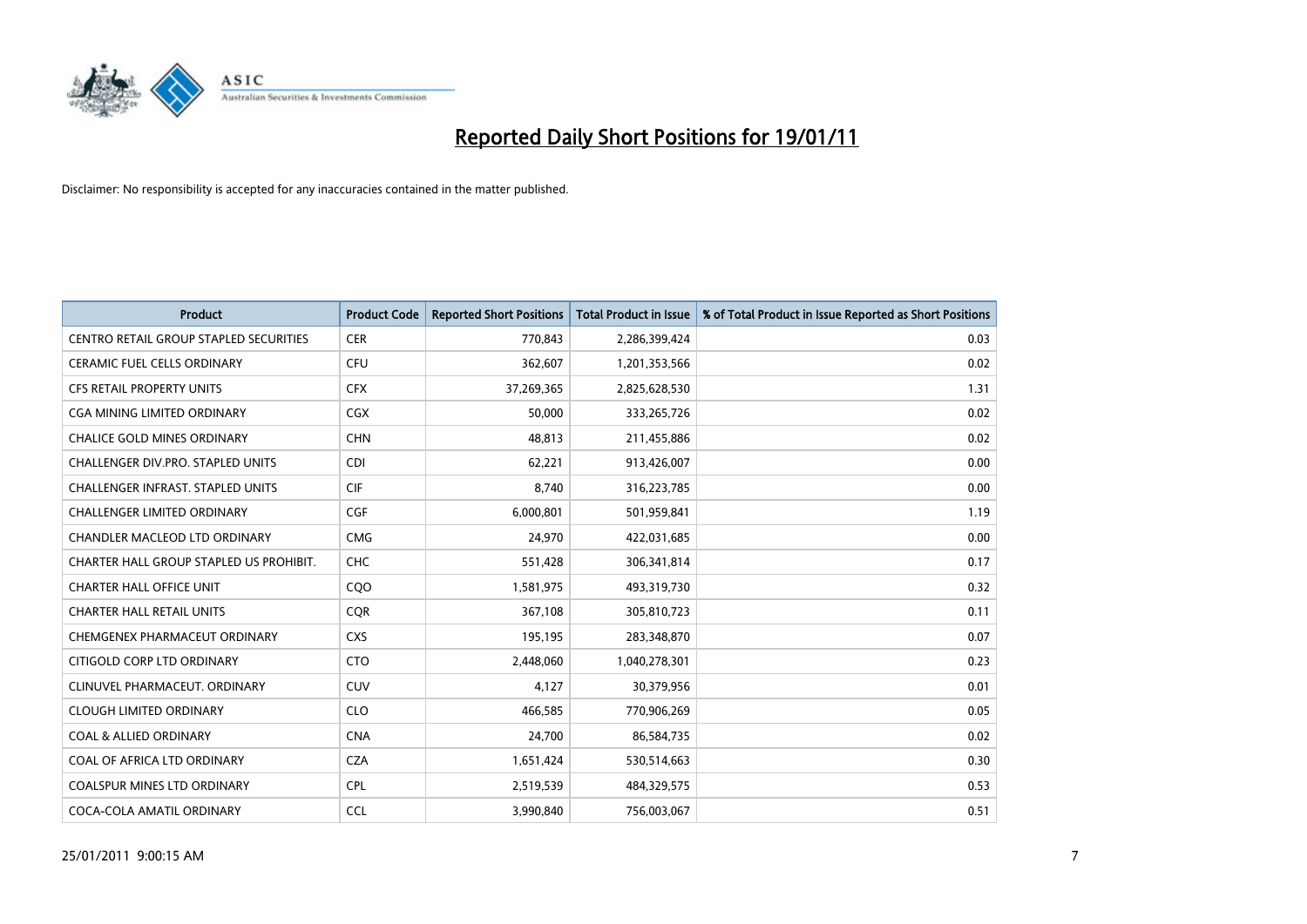# Reported Daily Short Positions for 19/01/11

Disclaimer: No responsibility is accepted for any inaccuracies contained in the matter published.

| Product | Product Code | Reported Short Positions | Total Product in Issue | % of Total Product in Issue Reported as Short Positions |
|---|---|---|---|---|
| CENTRO RETAIL GROUP STAPLED SECURITIES | CER | 770,843 | 2,286,399,424 | 0.03 |
| CERAMIC FUEL CELLS ORDINARY | CFU | 362,607 | 1,201,353,566 | 0.02 |
| CFS RETAIL PROPERTY UNITS | CFX | 37,269,365 | 2,825,628,530 | 1.31 |
| CGA MINING LIMITED ORDINARY | CGX | 50,000 | 333,265,726 | 0.02 |
| CHALICE GOLD MINES ORDINARY | CHN | 48,813 | 211,455,886 | 0.02 |
| CHALLENGER DIV.PRO. STAPLED UNITS | CDI | 62,221 | 913,426,007 | 0.00 |
| CHALLENGER INFRAST. STAPLED UNITS | CIF | 8,740 | 316,223,785 | 0.00 |
| CHALLENGER LIMITED ORDINARY | CGF | 6,000,801 | 501,959,841 | 1.19 |
| CHANDLER MACLEOD LTD ORDINARY | CMG | 24,970 | 422,031,685 | 0.00 |
| CHARTER HALL GROUP STAPLED US PROHIBIT. | CHC | 551,428 | 306,341,814 | 0.17 |
| CHARTER HALL OFFICE UNIT | CQO | 1,581,975 | 493,319,730 | 0.32 |
| CHARTER HALL RETAIL UNITS | CQR | 367,108 | 305,810,723 | 0.11 |
| CHEMGENEX PHARMACEUT ORDINARY | CXS | 195,195 | 283,348,870 | 0.07 |
| CITIGOLD CORP LTD ORDINARY | CTO | 2,448,060 | 1,040,278,301 | 0.23 |
| CLINUVEL PHARMACEUT. ORDINARY | CUV | 4,127 | 30,379,956 | 0.01 |
| CLOUGH LIMITED ORDINARY | CLO | 466,585 | 770,906,269 | 0.05 |
| COAL & ALLIED ORDINARY | CNA | 24,700 | 86,584,735 | 0.02 |
| COAL OF AFRICA LTD ORDINARY | CZA | 1,651,424 | 530,514,663 | 0.30 |
| COALSPUR MINES LTD ORDINARY | CPL | 2,519,539 | 484,329,575 | 0.53 |
| COCA-COLA AMATIL ORDINARY | CCL | 3,990,840 | 756,003,067 | 0.51 |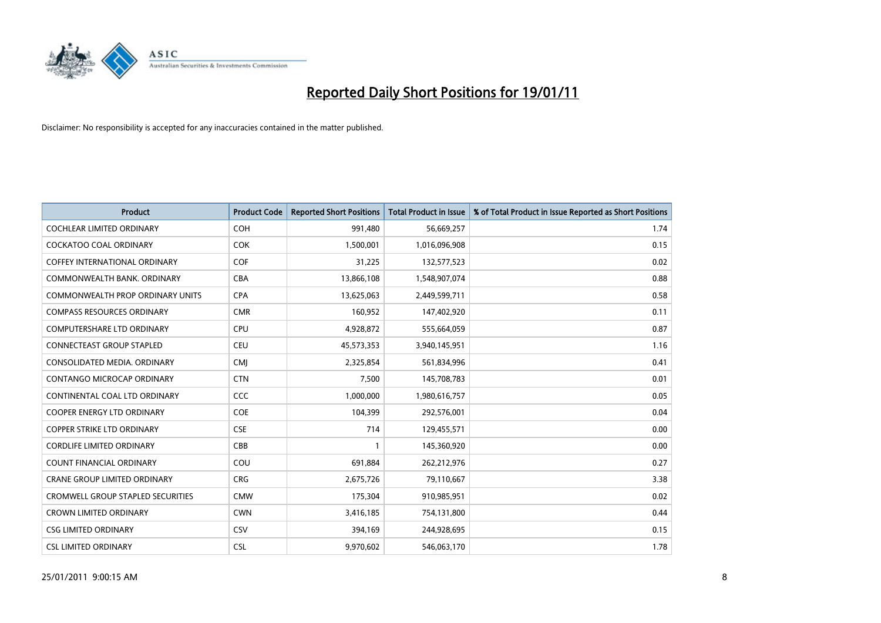# Reported Daily Short Positions for 19/01/11

Disclaimer: No responsibility is accepted for any inaccuracies contained in the matter published.

| Product | Product Code | Reported Short Positions | Total Product in Issue | % of Total Product in Issue Reported as Short Positions |
|---|---|---|---|---|
| COCHLEAR LIMITED ORDINARY | COH | 991,480 | 56,669,257 | 1.74 |
| COCKATOO COAL ORDINARY | COK | 1,500,001 | 1,016,096,908 | 0.15 |
| COFFEY INTERNATIONAL ORDINARY | COF | 31,225 | 132,577,523 | 0.02 |
| COMMONWEALTH BANK. ORDINARY | CBA | 13,866,108 | 1,548,907,074 | 0.88 |
| COMMONWEALTH PROP ORDINARY UNITS | CPA | 13,625,063 | 2,449,599,711 | 0.58 |
| COMPASS RESOURCES ORDINARY | CMR | 160,952 | 147,402,920 | 0.11 |
| COMPUTERSHARE LTD ORDINARY | CPU | 4,928,872 | 555,664,059 | 0.87 |
| CONNECTEAST GROUP STAPLED | CEU | 45,573,353 | 3,940,145,951 | 1.16 |
| CONSOLIDATED MEDIA. ORDINARY | CMJ | 2,325,854 | 561,834,996 | 0.41 |
| CONTANGO MICROCAP ORDINARY | CTN | 7,500 | 145,708,783 | 0.01 |
| CONTINENTAL COAL LTD ORDINARY | CCC | 1,000,000 | 1,980,616,757 | 0.05 |
| COOPER ENERGY LTD ORDINARY | COE | 104,399 | 292,576,001 | 0.04 |
| COPPER STRIKE LTD ORDINARY | CSE | 714 | 129,455,571 | 0.00 |
| CORDLIFE LIMITED ORDINARY | CBB | 1 | 145,360,920 | 0.00 |
| COUNT FINANCIAL ORDINARY | COU | 691,884 | 262,212,976 | 0.27 |
| CRANE GROUP LIMITED ORDINARY | CRG | 2,675,726 | 79,110,667 | 3.38 |
| CROMWELL GROUP STAPLED SECURITIES | CMW | 175,304 | 910,985,951 | 0.02 |
| CROWN LIMITED ORDINARY | CWN | 3,416,185 | 754,131,800 | 0.44 |
| CSG LIMITED ORDINARY | CSV | 394,169 | 244,928,695 | 0.15 |
| CSL LIMITED ORDINARY | CSL | 9,970,602 | 546,063,170 | 1.78 |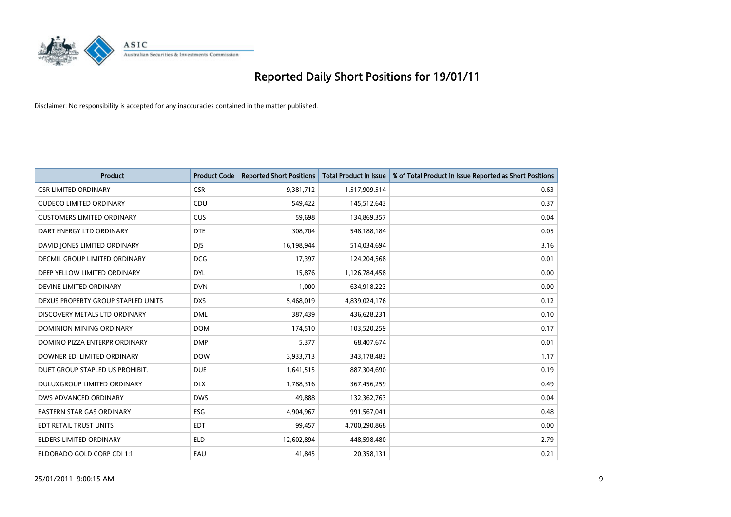# Reported Daily Short Positions for 19/01/11

Disclaimer: No responsibility is accepted for any inaccuracies contained in the matter published.

| Product | Product Code | Reported Short Positions | Total Product in Issue | % of Total Product in Issue Reported as Short Positions |
|---|---|---|---|---|
| CSR LIMITED ORDINARY | CSR | 9,381,712 | 1,517,909,514 | 0.63 |
| CUDECO LIMITED ORDINARY | CDU | 549,422 | 145,512,643 | 0.37 |
| CUSTOMERS LIMITED ORDINARY | CUS | 59,698 | 134,869,357 | 0.04 |
| DART ENERGY LTD ORDINARY | DTE | 308,704 | 548,188,184 | 0.05 |
| DAVID JONES LIMITED ORDINARY | DJS | 16,198,944 | 514,034,694 | 3.16 |
| DECMIL GROUP LIMITED ORDINARY | DCG | 17,397 | 124,204,568 | 0.01 |
| DEEP YELLOW LIMITED ORDINARY | DYL | 15,876 | 1,126,784,458 | 0.00 |
| DEVINE LIMITED ORDINARY | DVN | 1,000 | 634,918,223 | 0.00 |
| DEXUS PROPERTY GROUP STAPLED UNITS | DXS | 5,468,019 | 4,839,024,176 | 0.12 |
| DISCOVERY METALS LTD ORDINARY | DML | 387,439 | 436,628,231 | 0.10 |
| DOMINION MINING ORDINARY | DOM | 174,510 | 103,520,259 | 0.17 |
| DOMINO PIZZA ENTERPR ORDINARY | DMP | 5,377 | 68,407,674 | 0.01 |
| DOWNER EDI LIMITED ORDINARY | DOW | 3,933,713 | 343,178,483 | 1.17 |
| DUET GROUP STAPLED US PROHIBIT. | DUE | 1,641,515 | 887,304,690 | 0.19 |
| DULUXGROUP LIMITED ORDINARY | DLX | 1,788,316 | 367,456,259 | 0.49 |
| DWS ADVANCED ORDINARY | DWS | 49,888 | 132,362,763 | 0.04 |
| EASTERN STAR GAS ORDINARY | ESG | 4,904,967 | 991,567,041 | 0.48 |
| EDT RETAIL TRUST UNITS | EDT | 99,457 | 4,700,290,868 | 0.00 |
| ELDERS LIMITED ORDINARY | ELD | 12,602,894 | 448,598,480 | 2.79 |
| ELDORADO GOLD CORP CDI 1:1 | EAU | 41,845 | 20,358,131 | 0.21 |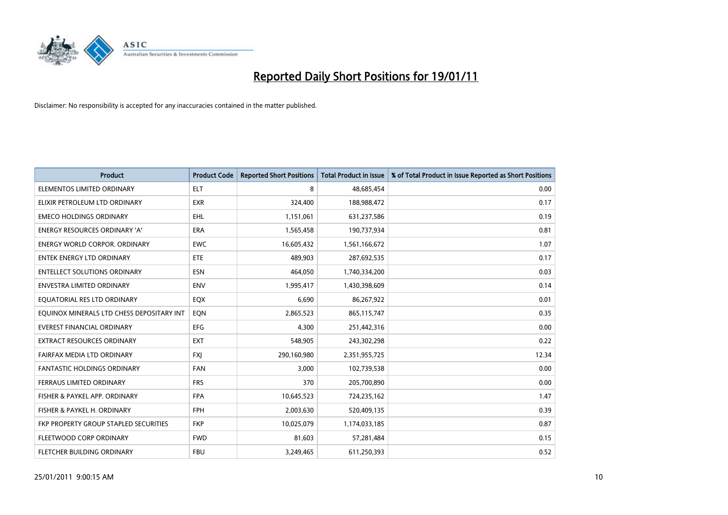# Reported Daily Short Positions for 19/01/11

Disclaimer: No responsibility is accepted for any inaccuracies contained in the matter published.

| Product | Product Code | Reported Short Positions | Total Product in Issue | % of Total Product in Issue Reported as Short Positions |
|---|---|---|---|---|
| ELEMENTOS LIMITED ORDINARY | ELT | 8 | 48,685,454 | 0.00 |
| ELIXIR PETROLEUM LTD ORDINARY | EXR | 324,400 | 188,988,472 | 0.17 |
| EMECO HOLDINGS ORDINARY | EHL | 1,151,061 | 631,237,586 | 0.19 |
| ENERGY RESOURCES ORDINARY 'A' | ERA | 1,565,458 | 190,737,934 | 0.81 |
| ENERGY WORLD CORPOR. ORDINARY | EWC | 16,605,432 | 1,561,166,672 | 1.07 |
| ENTEK ENERGY LTD ORDINARY | ETE | 489,903 | 287,692,535 | 0.17 |
| ENTELLECT SOLUTIONS ORDINARY | ESN | 464,050 | 1,740,334,200 | 0.03 |
| ENVESTRA LIMITED ORDINARY | ENV | 1,995,417 | 1,430,398,609 | 0.14 |
| EQUATORIAL RES LTD ORDINARY | EQX | 6,690 | 86,267,922 | 0.01 |
| EQUINOX MINERALS LTD CHESS DEPOSITARY INT | EQN | 2,865,523 | 865,115,747 | 0.35 |
| EVEREST FINANCIAL ORDINARY | EFG | 4,300 | 251,442,316 | 0.00 |
| EXTRACT RESOURCES ORDINARY | EXT | 548,905 | 243,302,298 | 0.22 |
| FAIRFAX MEDIA LTD ORDINARY | FXJ | 290,160,980 | 2,351,955,725 | 12.34 |
| FANTASTIC HOLDINGS ORDINARY | FAN | 3,000 | 102,739,538 | 0.00 |
| FERRAUS LIMITED ORDINARY | FRS | 370 | 205,700,890 | 0.00 |
| FISHER & PAYKEL APP. ORDINARY | FPA | 10,645,523 | 724,235,162 | 1.47 |
| FISHER & PAYKEL H. ORDINARY | FPH | 2,003,630 | 520,409,135 | 0.39 |
| FKP PROPERTY GROUP STAPLED SECURITIES | FKP | 10,025,079 | 1,174,033,185 | 0.87 |
| FLEETWOOD CORP ORDINARY | FWD | 81,603 | 57,281,484 | 0.15 |
| FLETCHER BUILDING ORDINARY | FBU | 3,249,465 | 611,250,393 | 0.52 |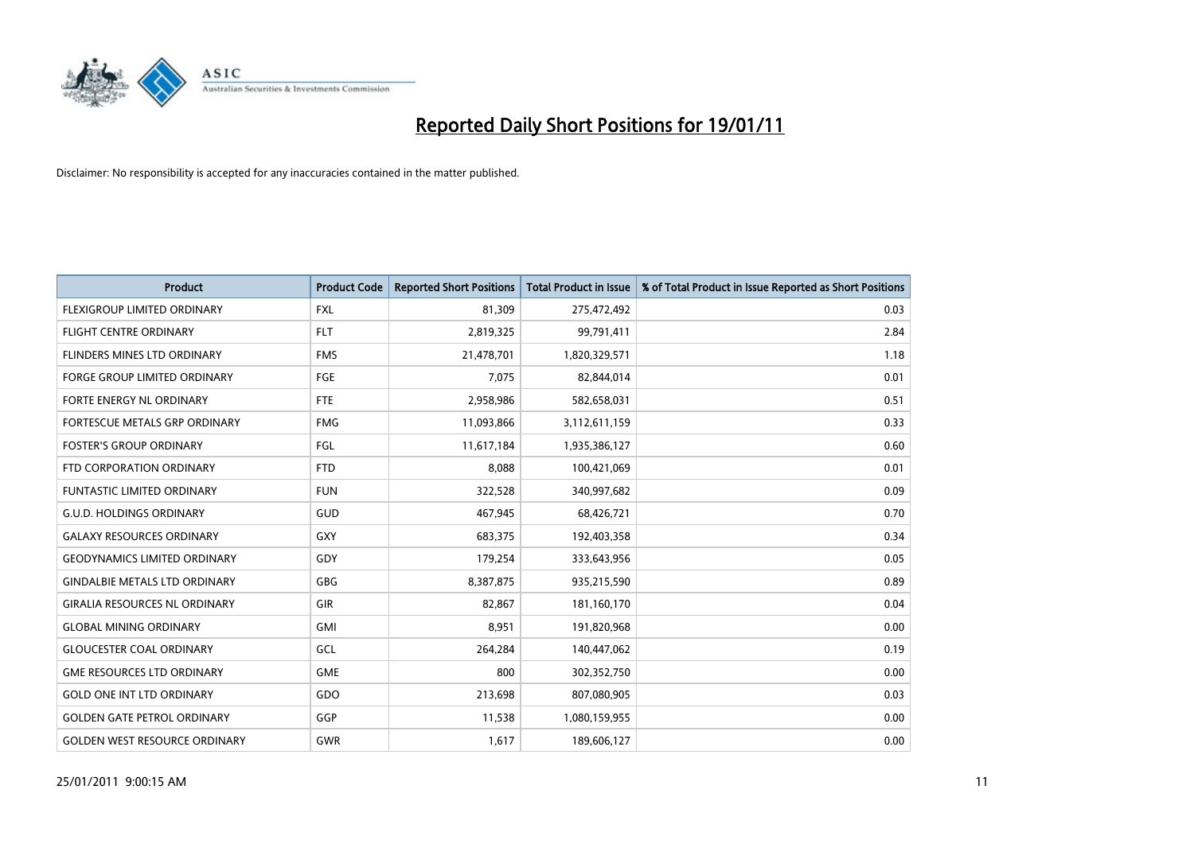# Reported Daily Short Positions for 19/01/11

Disclaimer: No responsibility is accepted for any inaccuracies contained in the matter published.

| Product | Product Code | Reported Short Positions | Total Product in Issue | % of Total Product in Issue Reported as Short Positions |
|---|---|---|---|---|
| FLEXIGROUP LIMITED ORDINARY | FXL | 81,309 | 275,472,492 | 0.03 |
| FLIGHT CENTRE ORDINARY | FLT | 2,819,325 | 99,791,411 | 2.84 |
| FLINDERS MINES LTD ORDINARY | FMS | 21,478,701 | 1,820,329,571 | 1.18 |
| FORGE GROUP LIMITED ORDINARY | FGE | 7,075 | 82,844,014 | 0.01 |
| FORTE ENERGY NL ORDINARY | FTE | 2,958,986 | 582,658,031 | 0.51 |
| FORTESCUE METALS GRP ORDINARY | FMG | 11,093,866 | 3,112,611,159 | 0.33 |
| FOSTER'S GROUP ORDINARY | FGL | 11,617,184 | 1,935,386,127 | 0.60 |
| FTD CORPORATION ORDINARY | FTD | 8,088 | 100,421,069 | 0.01 |
| FUNTASTIC LIMITED ORDINARY | FUN | 322,528 | 340,997,682 | 0.09 |
| G.U.D. HOLDINGS ORDINARY | GUD | 467,945 | 68,426,721 | 0.70 |
| GALAXY RESOURCES ORDINARY | GXY | 683,375 | 192,403,358 | 0.34 |
| GEODYNAMICS LIMITED ORDINARY | GDY | 179,254 | 333,643,956 | 0.05 |
| GINDALBIE METALS LTD ORDINARY | GBG | 8,387,875 | 935,215,590 | 0.89 |
| GIRALIA RESOURCES NL ORDINARY | GIR | 82,867 | 181,160,170 | 0.04 |
| GLOBAL MINING ORDINARY | GMI | 8,951 | 191,820,968 | 0.00 |
| GLOUCESTER COAL ORDINARY | GCL | 264,284 | 140,447,062 | 0.19 |
| GME RESOURCES LTD ORDINARY | GME | 800 | 302,352,750 | 0.00 |
| GOLD ONE INT LTD ORDINARY | GDO | 213,698 | 807,080,905 | 0.03 |
| GOLDEN GATE PETROL ORDINARY | GGP | 11,538 | 1,080,159,955 | 0.00 |
| GOLDEN WEST RESOURCE ORDINARY | GWR | 1,617 | 189,606,127 | 0.00 |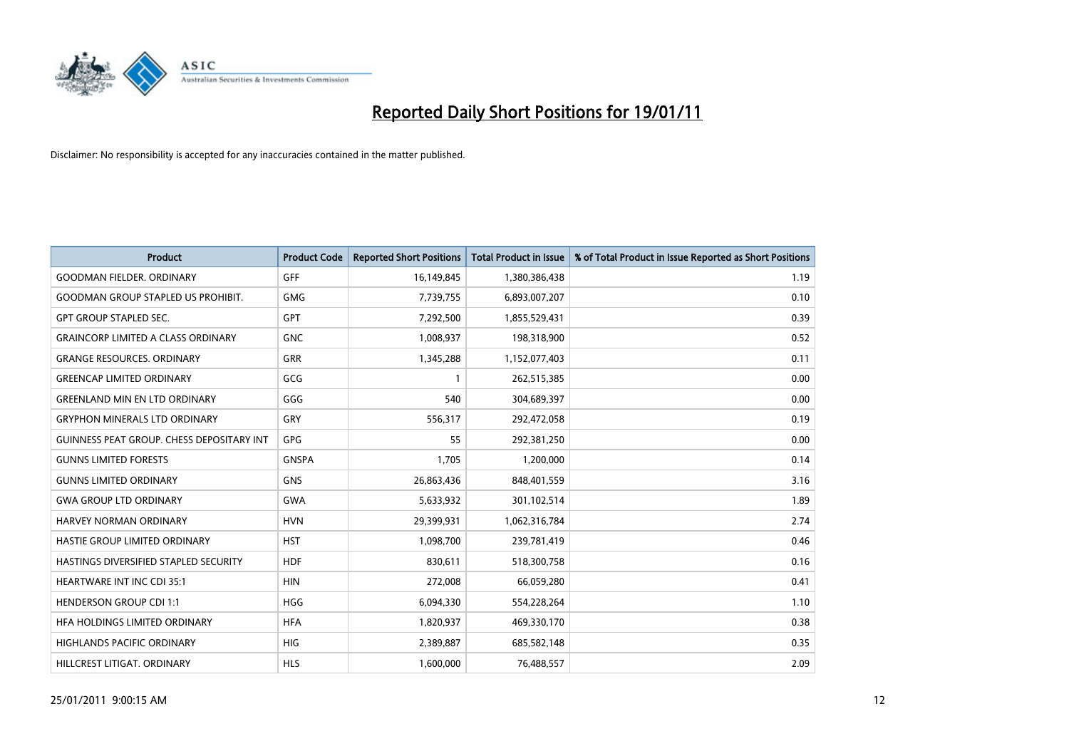# Reported Daily Short Positions for 19/01/11

Disclaimer: No responsibility is accepted for any inaccuracies contained in the matter published.

| Product | Product Code | Reported Short Positions | Total Product in Issue | % of Total Product in Issue Reported as Short Positions |
|---|---|---|---|---|
| GOODMAN FIELDER. ORDINARY | GFF | 16,149,845 | 1,380,386,438 | 1.19 |
| GOODMAN GROUP STAPLED US PROHIBIT. | GMG | 7,739,755 | 6,893,007,207 | 0.10 |
| GPT GROUP STAPLED SEC. | GPT | 7,292,500 | 1,855,529,431 | 0.39 |
| GRAINCORP LIMITED A CLASS ORDINARY | GNC | 1,008,937 | 198,318,900 | 0.52 |
| GRANGE RESOURCES. ORDINARY | GRR | 1,345,288 | 1,152,077,403 | 0.11 |
| GREENCAP LIMITED ORDINARY | GCG | 1 | 262,515,385 | 0.00 |
| GREENLAND MIN EN LTD ORDINARY | GGG | 540 | 304,689,397 | 0.00 |
| GRYPHON MINERALS LTD ORDINARY | GRY | 556,317 | 292,472,058 | 0.19 |
| GUINNESS PEAT GROUP. CHESS DEPOSITARY INT | GPG | 55 | 292,381,250 | 0.00 |
| GUNNS LIMITED FORESTS | GNSPA | 1,705 | 1,200,000 | 0.14 |
| GUNNS LIMITED ORDINARY | GNS | 26,863,436 | 848,401,559 | 3.16 |
| GWA GROUP LTD ORDINARY | GWA | 5,633,932 | 301,102,514 | 1.89 |
| HARVEY NORMAN ORDINARY | HVN | 29,399,931 | 1,062,316,784 | 2.74 |
| HASTIE GROUP LIMITED ORDINARY | HST | 1,098,700 | 239,781,419 | 0.46 |
| HASTINGS DIVERSIFIED STAPLED SECURITY | HDF | 830,611 | 518,300,758 | 0.16 |
| HEARTWARE INT INC CDI 35:1 | HIN | 272,008 | 66,059,280 | 0.41 |
| HENDERSON GROUP CDI 1:1 | HGG | 6,094,330 | 554,228,264 | 1.10 |
| HFA HOLDINGS LIMITED ORDINARY | HFA | 1,820,937 | 469,330,170 | 0.38 |
| HIGHLANDS PACIFIC ORDINARY | HIG | 2,389,887 | 685,582,148 | 0.35 |
| HILLCREST LITIGAT. ORDINARY | HLS | 1,600,000 | 76,488,557 | 2.09 |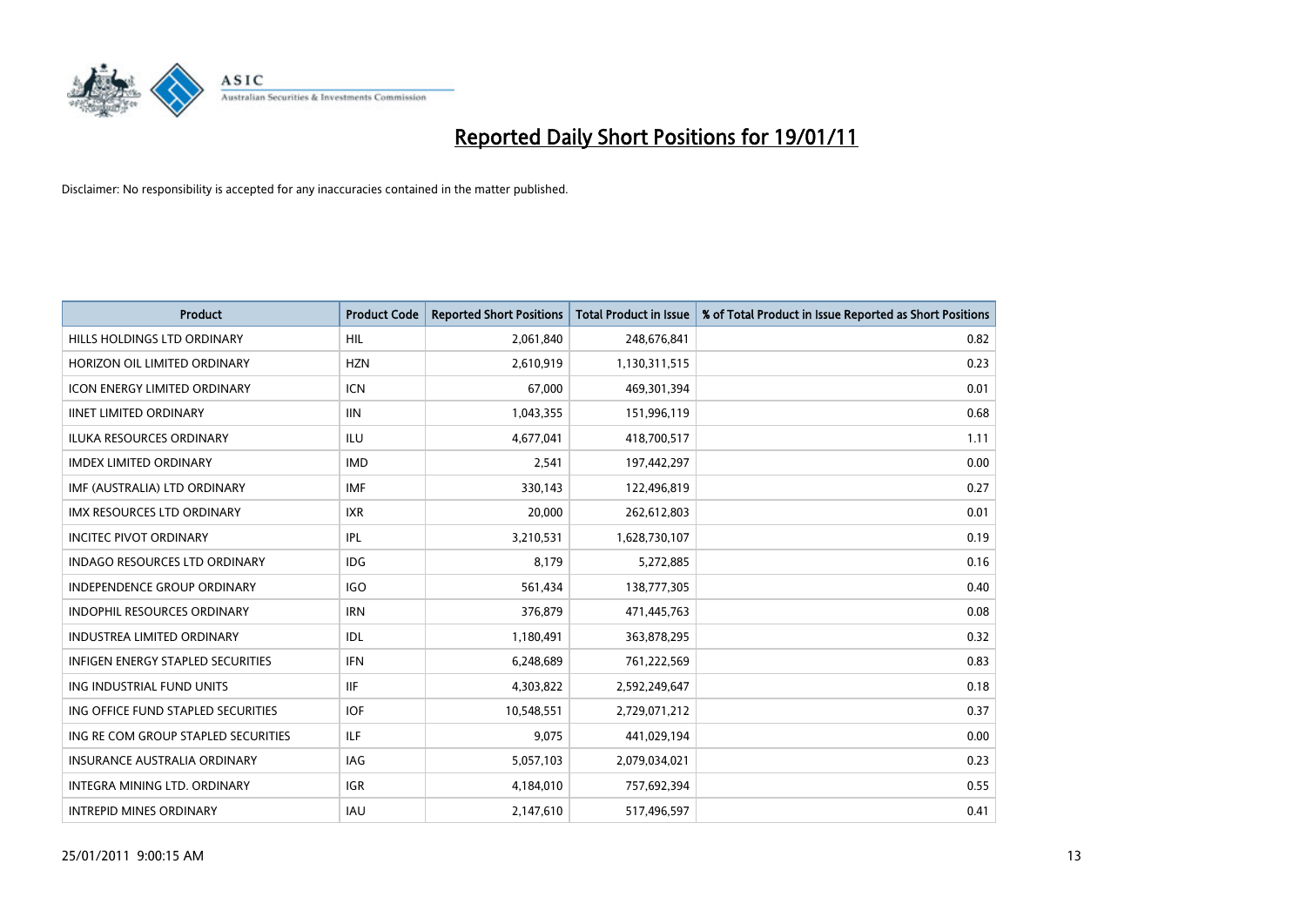# Reported Daily Short Positions for 19/01/11

Disclaimer: No responsibility is accepted for any inaccuracies contained in the matter published.

| Product | Product Code | Reported Short Positions | Total Product in Issue | % of Total Product in Issue Reported as Short Positions |
|---|---|---|---|---|
| HILLS HOLDINGS LTD ORDINARY | HIL | 2,061,840 | 248,676,841 | 0.82 |
| HORIZON OIL LIMITED ORDINARY | HZN | 2,610,919 | 1,130,311,515 | 0.23 |
| ICON ENERGY LIMITED ORDINARY | ICN | 67,000 | 469,301,394 | 0.01 |
| IINET LIMITED ORDINARY | IIN | 1,043,355 | 151,996,119 | 0.68 |
| ILUKA RESOURCES ORDINARY | ILU | 4,677,041 | 418,700,517 | 1.11 |
| IMDEX LIMITED ORDINARY | IMD | 2,541 | 197,442,297 | 0.00 |
| IMF (AUSTRALIA) LTD ORDINARY | IMF | 330,143 | 122,496,819 | 0.27 |
| IMX RESOURCES LTD ORDINARY | IXR | 20,000 | 262,612,803 | 0.01 |
| INCITEC PIVOT ORDINARY | IPL | 3,210,531 | 1,628,730,107 | 0.19 |
| INDAGO RESOURCES LTD ORDINARY | IDG | 8,179 | 5,272,885 | 0.16 |
| INDEPENDENCE GROUP ORDINARY | IGO | 561,434 | 138,777,305 | 0.40 |
| INDOPHIL RESOURCES ORDINARY | IRN | 376,879 | 471,445,763 | 0.08 |
| INDUSTREA LIMITED ORDINARY | IDL | 1,180,491 | 363,878,295 | 0.32 |
| INFIGEN ENERGY STAPLED SECURITIES | IFN | 6,248,689 | 761,222,569 | 0.83 |
| ING INDUSTRIAL FUND UNITS | IIF | 4,303,822 | 2,592,249,647 | 0.18 |
| ING OFFICE FUND STAPLED SECURITIES | IOF | 10,548,551 | 2,729,071,212 | 0.37 |
| ING RE COM GROUP STAPLED SECURITIES | ILF | 9,075 | 441,029,194 | 0.00 |
| INSURANCE AUSTRALIA ORDINARY | IAG | 5,057,103 | 2,079,034,021 | 0.23 |
| INTEGRA MINING LTD. ORDINARY | IGR | 4,184,010 | 757,692,394 | 0.55 |
| INTREPID MINES ORDINARY | IAU | 2,147,610 | 517,496,597 | 0.41 |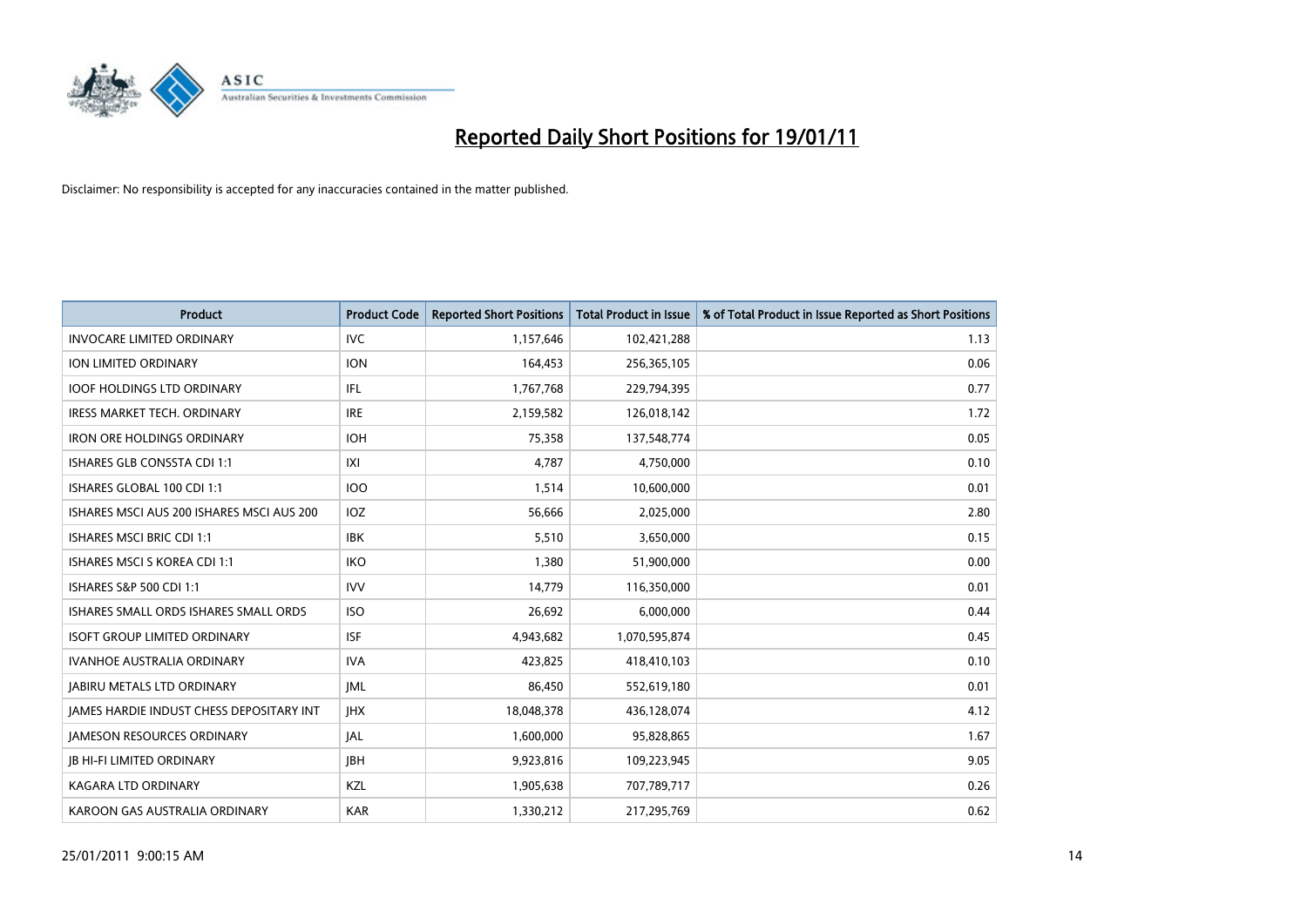# Reported Daily Short Positions for 19/01/11

Disclaimer: No responsibility is accepted for any inaccuracies contained in the matter published.

| Product | Product Code | Reported Short Positions | Total Product in Issue | % of Total Product in Issue Reported as Short Positions |
|---|---|---|---|---|
| INVOCARE LIMITED ORDINARY | IVC | 1,157,646 | 102,421,288 | 1.13 |
| ION LIMITED ORDINARY | ION | 164,453 | 256,365,105 | 0.06 |
| IOOF HOLDINGS LTD ORDINARY | IFL | 1,767,768 | 229,794,395 | 0.77 |
| IRESS MARKET TECH. ORDINARY | IRE | 2,159,582 | 126,018,142 | 1.72 |
| IRON ORE HOLDINGS ORDINARY | IOH | 75,358 | 137,548,774 | 0.05 |
| ISHARES GLB CONSSTA CDI 1:1 | IXI | 4,787 | 4,750,000 | 0.10 |
| ISHARES GLOBAL 100 CDI 1:1 | IOO | 1,514 | 10,600,000 | 0.01 |
| ISHARES MSCI AUS 200 ISHARES MSCI AUS 200 | IOZ | 56,666 | 2,025,000 | 2.80 |
| ISHARES MSCI BRIC CDI 1:1 | IBK | 5,510 | 3,650,000 | 0.15 |
| ISHARES MSCI S KOREA CDI 1:1 | IKO | 1,380 | 51,900,000 | 0.00 |
| ISHARES S&P 500 CDI 1:1 | IVV | 14,779 | 116,350,000 | 0.01 |
| ISHARES SMALL ORDS ISHARES SMALL ORDS | ISO | 26,692 | 6,000,000 | 0.44 |
| ISOFT GROUP LIMITED ORDINARY | ISF | 4,943,682 | 1,070,595,874 | 0.45 |
| IVANHOE AUSTRALIA ORDINARY | IVA | 423,825 | 418,410,103 | 0.10 |
| JABIRU METALS LTD ORDINARY | JML | 86,450 | 552,619,180 | 0.01 |
| JAMES HARDIE INDUST CHESS DEPOSITARY INT | JHX | 18,048,378 | 436,128,074 | 4.12 |
| JAMESON RESOURCES ORDINARY | JAL | 1,600,000 | 95,828,865 | 1.67 |
| JB HI-FI LIMITED ORDINARY | JBH | 9,923,816 | 109,223,945 | 9.05 |
| KAGARA LTD ORDINARY | KZL | 1,905,638 | 707,789,717 | 0.26 |
| KAROON GAS AUSTRALIA ORDINARY | KAR | 1,330,212 | 217,295,769 | 0.62 |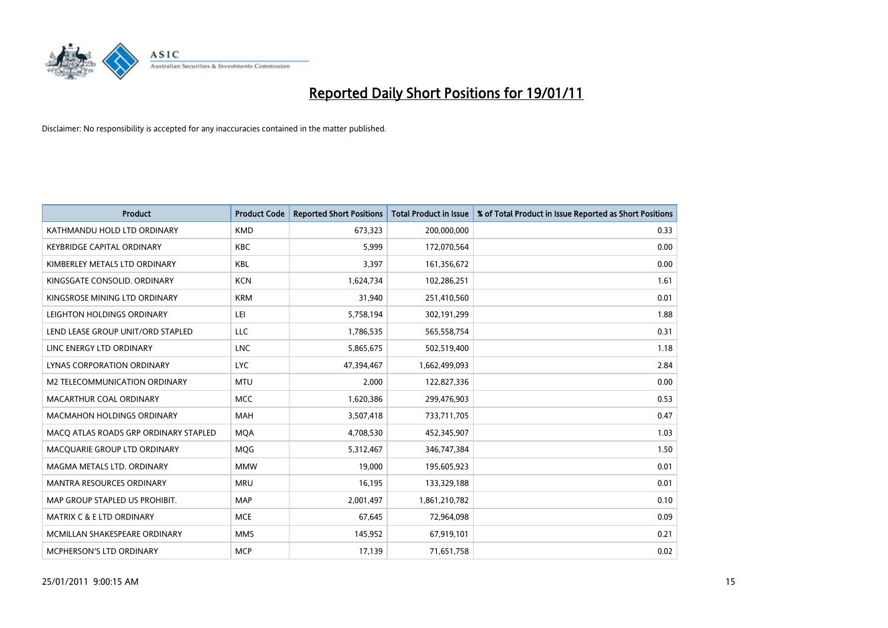# Reported Daily Short Positions for 19/01/11

Disclaimer: No responsibility is accepted for any inaccuracies contained in the matter published.

| Product | Product Code | Reported Short Positions | Total Product in Issue | % of Total Product in Issue Reported as Short Positions |
|---|---|---|---|---|
| KATHMANDU HOLD LTD ORDINARY | KMD | 673,323 | 200,000,000 | 0.33 |
| KEYBRIDGE CAPITAL ORDINARY | KBC | 5,999 | 172,070,564 | 0.00 |
| KIMBERLEY METALS LTD ORDINARY | KBL | 3,397 | 161,356,672 | 0.00 |
| KINGSGATE CONSOLID. ORDINARY | KCN | 1,624,734 | 102,286,251 | 1.61 |
| KINGSROSE MINING LTD ORDINARY | KRM | 31,940 | 251,410,560 | 0.01 |
| LEIGHTON HOLDINGS ORDINARY | LEI | 5,758,194 | 302,191,299 | 1.88 |
| LEND LEASE GROUP UNIT/ORD STAPLED | LLC | 1,786,535 | 565,558,754 | 0.31 |
| LINC ENERGY LTD ORDINARY | LNC | 5,865,675 | 502,519,400 | 1.18 |
| LYNAS CORPORATION ORDINARY | LYC | 47,394,467 | 1,662,499,093 | 2.84 |
| M2 TELECOMMUNICATION ORDINARY | MTU | 2,000 | 122,827,336 | 0.00 |
| MACARTHUR COAL ORDINARY | MCC | 1,620,386 | 299,476,903 | 0.53 |
| MACMAHON HOLDINGS ORDINARY | MAH | 3,507,418 | 733,711,705 | 0.47 |
| MACQ ATLAS ROADS GRP ORDINARY STAPLED | MQA | 4,708,530 | 452,345,907 | 1.03 |
| MACQUARIE GROUP LTD ORDINARY | MQG | 5,312,467 | 346,747,384 | 1.50 |
| MAGMA METALS LTD. ORDINARY | MMW | 19,000 | 195,605,923 | 0.01 |
| MANTRA RESOURCES ORDINARY | MRU | 16,195 | 133,329,188 | 0.01 |
| MAP GROUP STAPLED US PROHIBIT. | MAP | 2,001,497 | 1,861,210,782 | 0.10 |
| MATRIX C & E LTD ORDINARY | MCE | 67,645 | 72,964,098 | 0.09 |
| MCMILLAN SHAKESPEARE ORDINARY | MMS | 145,952 | 67,919,101 | 0.21 |
| MCPHERSON'S LTD ORDINARY | MCP | 17,139 | 71,651,758 | 0.02 |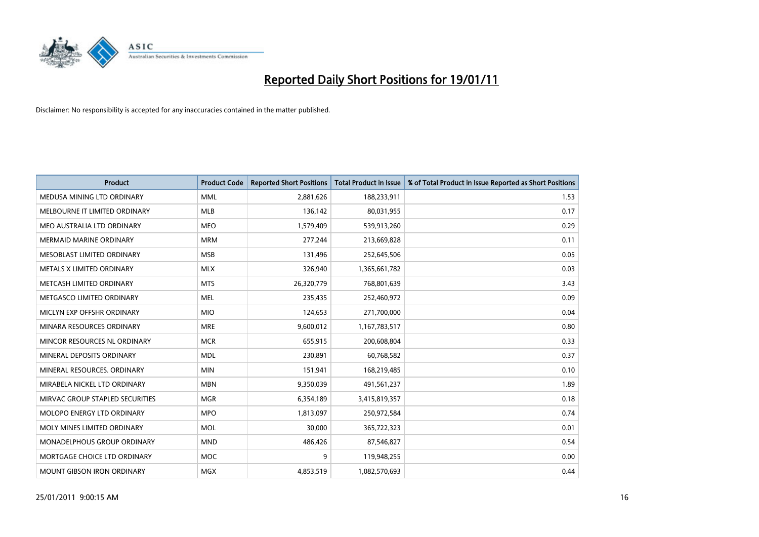# Reported Daily Short Positions for 19/01/11

Disclaimer: No responsibility is accepted for any inaccuracies contained in the matter published.

| Product | Product Code | Reported Short Positions | Total Product in Issue | % of Total Product in Issue Reported as Short Positions |
|---|---|---|---|---|
| MEDUSA MINING LTD ORDINARY | MML | 2,881,626 | 188,233,911 | 1.53 |
| MELBOURNE IT LIMITED ORDINARY | MLB | 136,142 | 80,031,955 | 0.17 |
| MEO AUSTRALIA LTD ORDINARY | MEO | 1,579,409 | 539,913,260 | 0.29 |
| MERMAID MARINE ORDINARY | MRM | 277,244 | 213,669,828 | 0.11 |
| MESOBLAST LIMITED ORDINARY | MSB | 131,496 | 252,645,506 | 0.05 |
| METALS X LIMITED ORDINARY | MLX | 326,940 | 1,365,661,782 | 0.03 |
| METCASH LIMITED ORDINARY | MTS | 26,320,779 | 768,801,639 | 3.43 |
| METGASCO LIMITED ORDINARY | MEL | 235,435 | 252,460,972 | 0.09 |
| MICLYN EXP OFFSHR ORDINARY | MIO | 124,653 | 271,700,000 | 0.04 |
| MINARA RESOURCES ORDINARY | MRE | 9,600,012 | 1,167,783,517 | 0.80 |
| MINCOR RESOURCES NL ORDINARY | MCR | 655,915 | 200,608,804 | 0.33 |
| MINERAL DEPOSITS ORDINARY | MDL | 230,891 | 60,768,582 | 0.37 |
| MINERAL RESOURCES. ORDINARY | MIN | 151,941 | 168,219,485 | 0.10 |
| MIRABELA NICKEL LTD ORDINARY | MBN | 9,350,039 | 491,561,237 | 1.89 |
| MIRVAC GROUP STAPLED SECURITIES | MGR | 6,354,189 | 3,415,819,357 | 0.18 |
| MOLOPO ENERGY LTD ORDINARY | MPO | 1,813,097 | 250,972,584 | 0.74 |
| MOLY MINES LIMITED ORDINARY | MOL | 30,000 | 365,722,323 | 0.01 |
| MONADELPHOUS GROUP ORDINARY | MND | 486,426 | 87,546,827 | 0.54 |
| MORTGAGE CHOICE LTD ORDINARY | MOC | 9 | 119,948,255 | 0.00 |
| MOUNT GIBSON IRON ORDINARY | MGX | 4,853,519 | 1,082,570,693 | 0.44 |

25/01/2011 9:00:15 AM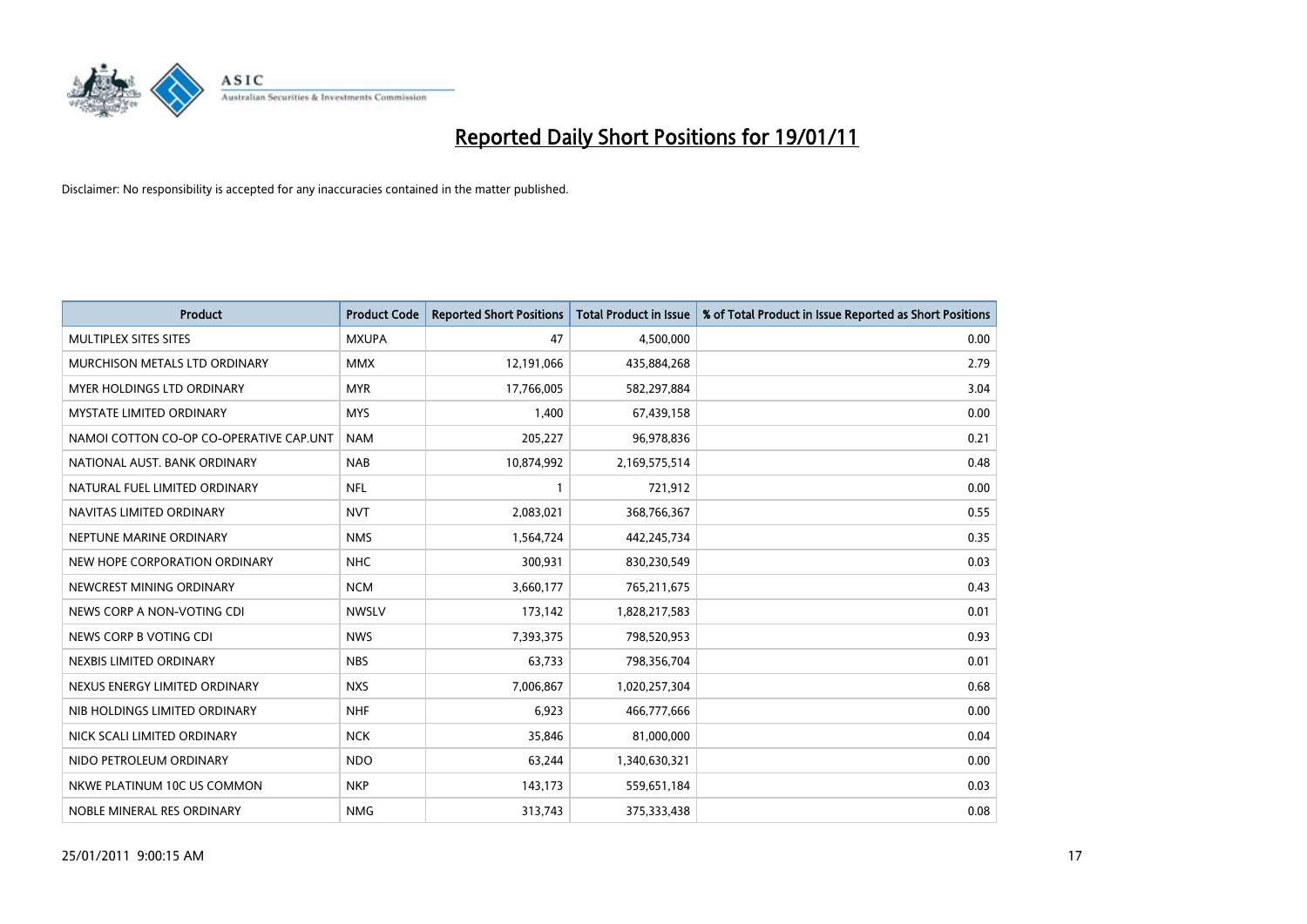# Reported Daily Short Positions for 19/01/11

Disclaimer: No responsibility is accepted for any inaccuracies contained in the matter published.

| Product | Product Code | Reported Short Positions | Total Product in Issue | % of Total Product in Issue Reported as Short Positions |
|---|---|---|---|---|
| MULTIPLEX SITES SITES | MXUPA | 47 | 4,500,000 | 0.00 |
| MURCHISON METALS LTD ORDINARY | MMX | 12,191,066 | 435,884,268 | 2.79 |
| MYER HOLDINGS LTD ORDINARY | MYR | 17,766,005 | 582,297,884 | 3.04 |
| MYSTATE LIMITED ORDINARY | MYS | 1,400 | 67,439,158 | 0.00 |
| NAMOI COTTON CO-OP CO-OPERATIVE CAP.UNT | NAM | 205,227 | 96,978,836 | 0.21 |
| NATIONAL AUST. BANK ORDINARY | NAB | 10,874,992 | 2,169,575,514 | 0.48 |
| NATURAL FUEL LIMITED ORDINARY | NFL | 1 | 721,912 | 0.00 |
| NAVITAS LIMITED ORDINARY | NVT | 2,083,021 | 368,766,367 | 0.55 |
| NEPTUNE MARINE ORDINARY | NMS | 1,564,724 | 442,245,734 | 0.35 |
| NEW HOPE CORPORATION ORDINARY | NHC | 300,931 | 830,230,549 | 0.03 |
| NEWCREST MINING ORDINARY | NCM | 3,660,177 | 765,211,675 | 0.43 |
| NEWS CORP A NON-VOTING CDI | NWSLV | 173,142 | 1,828,217,583 | 0.01 |
| NEWS CORP B VOTING CDI | NWS | 7,393,375 | 798,520,953 | 0.93 |
| NEXBIS LIMITED ORDINARY | NBS | 63,733 | 798,356,704 | 0.01 |
| NEXUS ENERGY LIMITED ORDINARY | NXS | 7,006,867 | 1,020,257,304 | 0.68 |
| NIB HOLDINGS LIMITED ORDINARY | NHF | 6,923 | 466,777,666 | 0.00 |
| NICK SCALI LIMITED ORDINARY | NCK | 35,846 | 81,000,000 | 0.04 |
| NIDO PETROLEUM ORDINARY | NDO | 63,244 | 1,340,630,321 | 0.00 |
| NKWE PLATINUM 10C US COMMON | NKP | 143,173 | 559,651,184 | 0.03 |
| NOBLE MINERAL RES ORDINARY | NMG | 313,743 | 375,333,438 | 0.08 |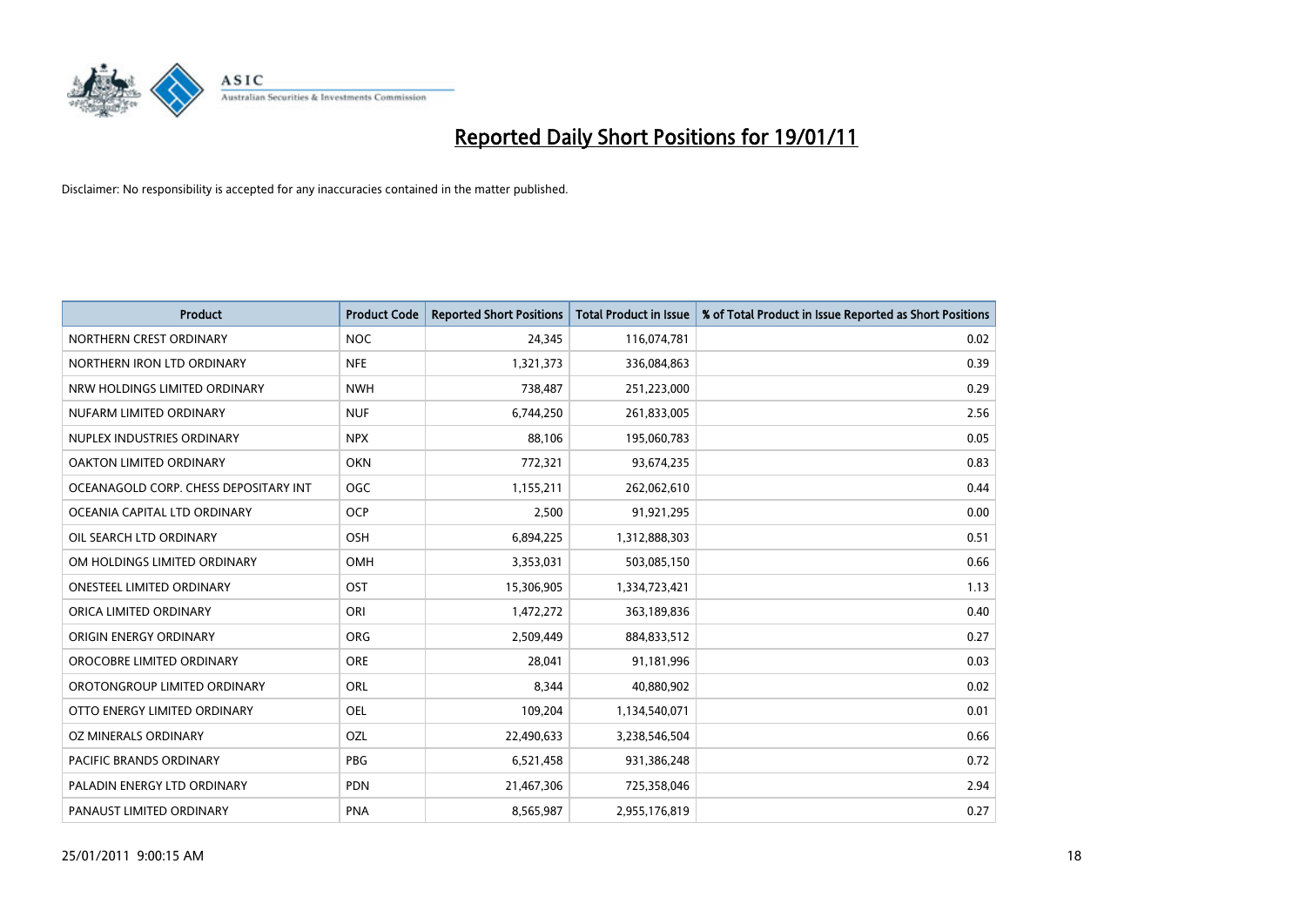# Reported Daily Short Positions for 19/01/11

Disclaimer: No responsibility is accepted for any inaccuracies contained in the matter published.

| Product | Product Code | Reported Short Positions | Total Product in Issue | % of Total Product in Issue Reported as Short Positions |
|---|---|---|---|---|
| NORTHERN CREST ORDINARY | NOC | 24,345 | 116,074,781 | 0.02 |
| NORTHERN IRON LTD ORDINARY | NFE | 1,321,373 | 336,084,863 | 0.39 |
| NRW HOLDINGS LIMITED ORDINARY | NWH | 738,487 | 251,223,000 | 0.29 |
| NUFARM LIMITED ORDINARY | NUF | 6,744,250 | 261,833,005 | 2.56 |
| NUPLEX INDUSTRIES ORDINARY | NPX | 88,106 | 195,060,783 | 0.05 |
| OAKTON LIMITED ORDINARY | OKN | 772,321 | 93,674,235 | 0.83 |
| OCEANAGOLD CORP. CHESS DEPOSITARY INT | OGC | 1,155,211 | 262,062,610 | 0.44 |
| OCEANIA CAPITAL LTD ORDINARY | OCP | 2,500 | 91,921,295 | 0.00 |
| OIL SEARCH LTD ORDINARY | OSH | 6,894,225 | 1,312,888,303 | 0.51 |
| OM HOLDINGS LIMITED ORDINARY | OMH | 3,353,031 | 503,085,150 | 0.66 |
| ONESTEEL LIMITED ORDINARY | OST | 15,306,905 | 1,334,723,421 | 1.13 |
| ORICA LIMITED ORDINARY | ORI | 1,472,272 | 363,189,836 | 0.40 |
| ORIGIN ENERGY ORDINARY | ORG | 2,509,449 | 884,833,512 | 0.27 |
| OROCOBRE LIMITED ORDINARY | ORE | 28,041 | 91,181,996 | 0.03 |
| OROTONGROUP LIMITED ORDINARY | ORL | 8,344 | 40,880,902 | 0.02 |
| OTTO ENERGY LIMITED ORDINARY | OEL | 109,204 | 1,134,540,071 | 0.01 |
| OZ MINERALS ORDINARY | OZL | 22,490,633 | 3,238,546,504 | 0.66 |
| PACIFIC BRANDS ORDINARY | PBG | 6,521,458 | 931,386,248 | 0.72 |
| PALADIN ENERGY LTD ORDINARY | PDN | 21,467,306 | 725,358,046 | 2.94 |
| PANAUST LIMITED ORDINARY | PNA | 8,565,987 | 2,955,176,819 | 0.27 |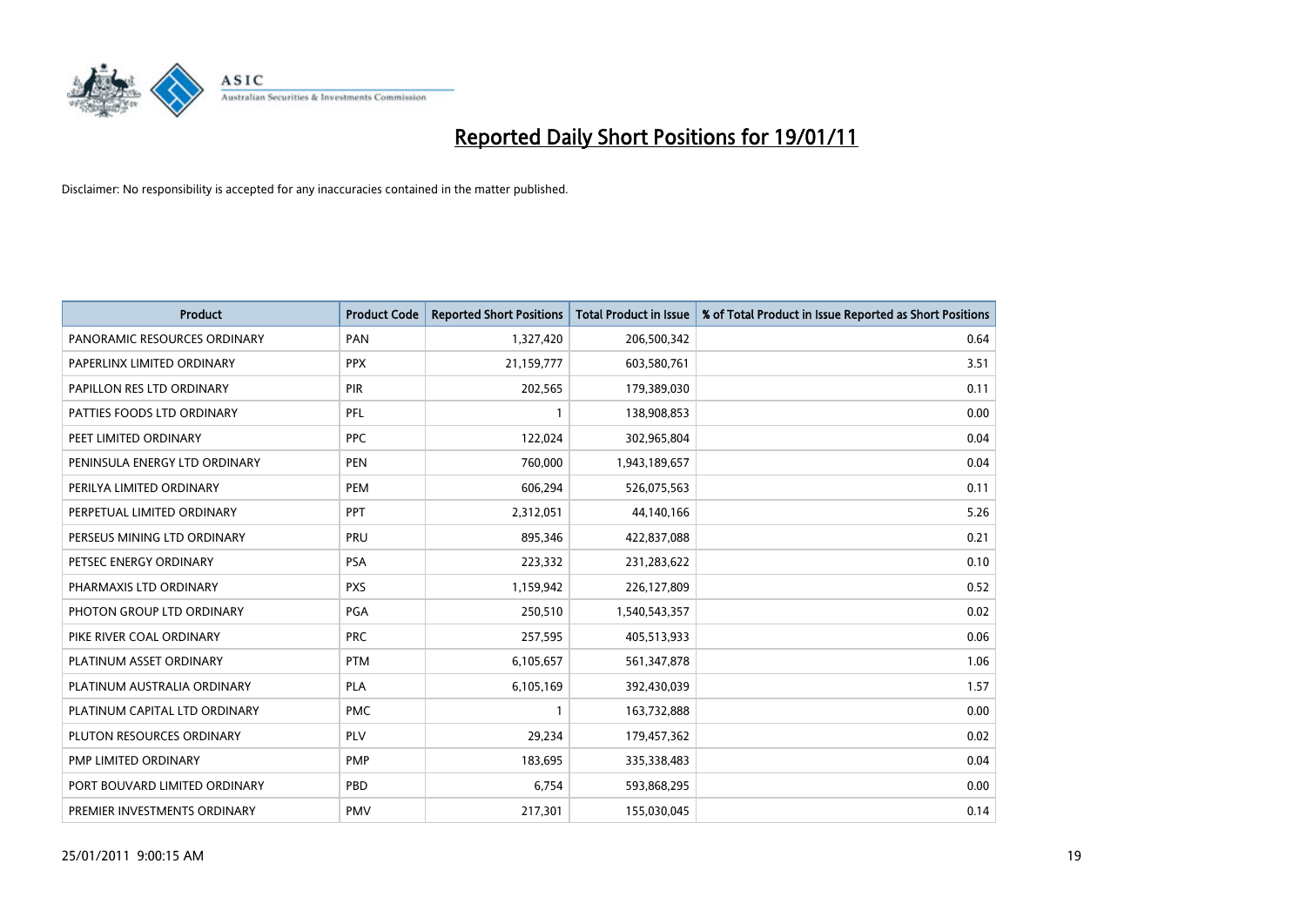# Reported Daily Short Positions for 19/01/11

Disclaimer: No responsibility is accepted for any inaccuracies contained in the matter published.

| Product | Product Code | Reported Short Positions | Total Product in Issue | % of Total Product in Issue Reported as Short Positions |
|---|---|---|---|---|
| PANORAMIC RESOURCES ORDINARY | PAN | 1,327,420 | 206,500,342 | 0.64 |
| PAPERLINX LIMITED ORDINARY | PPX | 21,159,777 | 603,580,761 | 3.51 |
| PAPILLON RES LTD ORDINARY | PIR | 202,565 | 179,389,030 | 0.11 |
| PATTIES FOODS LTD ORDINARY | PFL | 1 | 138,908,853 | 0.00 |
| PEET LIMITED ORDINARY | PPC | 122,024 | 302,965,804 | 0.04 |
| PENINSULA ENERGY LTD ORDINARY | PEN | 760,000 | 1,943,189,657 | 0.04 |
| PERILYA LIMITED ORDINARY | PEM | 606,294 | 526,075,563 | 0.11 |
| PERPETUAL LIMITED ORDINARY | PPT | 2,312,051 | 44,140,166 | 5.26 |
| PERSEUS MINING LTD ORDINARY | PRU | 895,346 | 422,837,088 | 0.21 |
| PETSEC ENERGY ORDINARY | PSA | 223,332 | 231,283,622 | 0.10 |
| PHARMAXIS LTD ORDINARY | PXS | 1,159,942 | 226,127,809 | 0.52 |
| PHOTON GROUP LTD ORDINARY | PGA | 250,510 | 1,540,543,357 | 0.02 |
| PIKE RIVER COAL ORDINARY | PRC | 257,595 | 405,513,933 | 0.06 |
| PLATINUM ASSET ORDINARY | PTM | 6,105,657 | 561,347,878 | 1.06 |
| PLATINUM AUSTRALIA ORDINARY | PLA | 6,105,169 | 392,430,039 | 1.57 |
| PLATINUM CAPITAL LTD ORDINARY | PMC | 1 | 163,732,888 | 0.00 |
| PLUTON RESOURCES ORDINARY | PLV | 29,234 | 179,457,362 | 0.02 |
| PMP LIMITED ORDINARY | PMP | 183,695 | 335,338,483 | 0.04 |
| PORT BOUVARD LIMITED ORDINARY | PBD | 6,754 | 593,868,295 | 0.00 |
| PREMIER INVESTMENTS ORDINARY | PMV | 217,301 | 155,030,045 | 0.14 |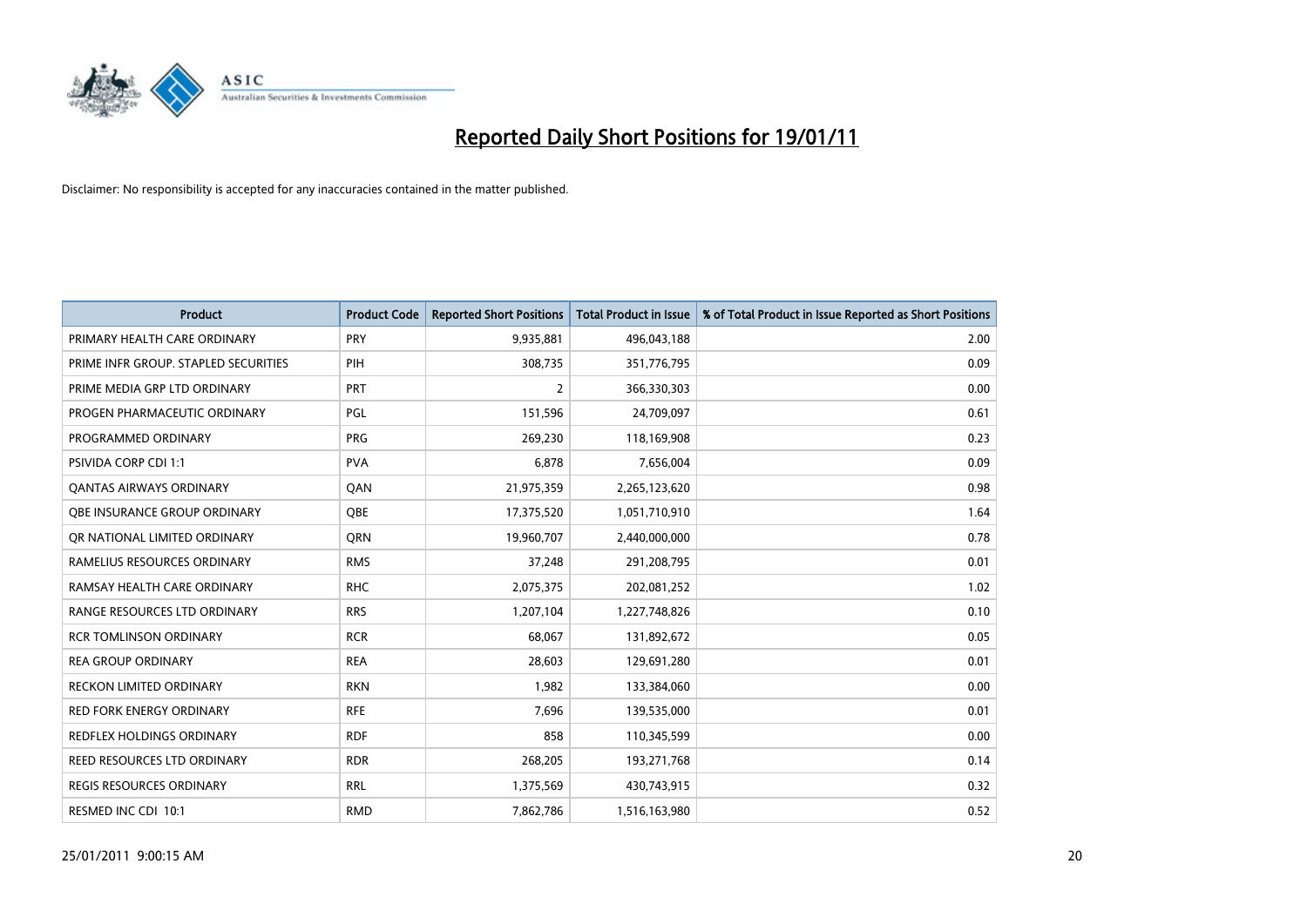# Reported Daily Short Positions for 19/01/11

Disclaimer: No responsibility is accepted for any inaccuracies contained in the matter published.

| Product | Product Code | Reported Short Positions | Total Product in Issue | % of Total Product in Issue Reported as Short Positions |
|---|---|---|---|---|
| PRIMARY HEALTH CARE ORDINARY | PRY | 9,935,881 | 496,043,188 | 2.00 |
| PRIME INFR GROUP. STAPLED SECURITIES | PIH | 308,735 | 351,776,795 | 0.09 |
| PRIME MEDIA GRP LTD ORDINARY | PRT | 2 | 366,330,303 | 0.00 |
| PROGEN PHARMACEUTIC ORDINARY | PGL | 151,596 | 24,709,097 | 0.61 |
| PROGRAMMED ORDINARY | PRG | 269,230 | 118,169,908 | 0.23 |
| PSIVIDA CORP CDI 1:1 | PVA | 6,878 | 7,656,004 | 0.09 |
| QANTAS AIRWAYS ORDINARY | QAN | 21,975,359 | 2,265,123,620 | 0.98 |
| QBE INSURANCE GROUP ORDINARY | QBE | 17,375,520 | 1,051,710,910 | 1.64 |
| QR NATIONAL LIMITED ORDINARY | QRN | 19,960,707 | 2,440,000,000 | 0.78 |
| RAMELIUS RESOURCES ORDINARY | RMS | 37,248 | 291,208,795 | 0.01 |
| RAMSAY HEALTH CARE ORDINARY | RHC | 2,075,375 | 202,081,252 | 1.02 |
| RANGE RESOURCES LTD ORDINARY | RRS | 1,207,104 | 1,227,748,826 | 0.10 |
| RCR TOMLINSON ORDINARY | RCR | 68,067 | 131,892,672 | 0.05 |
| REA GROUP ORDINARY | REA | 28,603 | 129,691,280 | 0.01 |
| RECKON LIMITED ORDINARY | RKN | 1,982 | 133,384,060 | 0.00 |
| RED FORK ENERGY ORDINARY | RFE | 7,696 | 139,535,000 | 0.01 |
| REDFLEX HOLDINGS ORDINARY | RDF | 858 | 110,345,599 | 0.00 |
| REED RESOURCES LTD ORDINARY | RDR | 268,205 | 193,271,768 | 0.14 |
| REGIS RESOURCES ORDINARY | RRL | 1,375,569 | 430,743,915 | 0.32 |
| RESMED INC CDI 10:1 | RMD | 7,862,786 | 1,516,163,980 | 0.52 |

25/01/2011 9:00:15 AM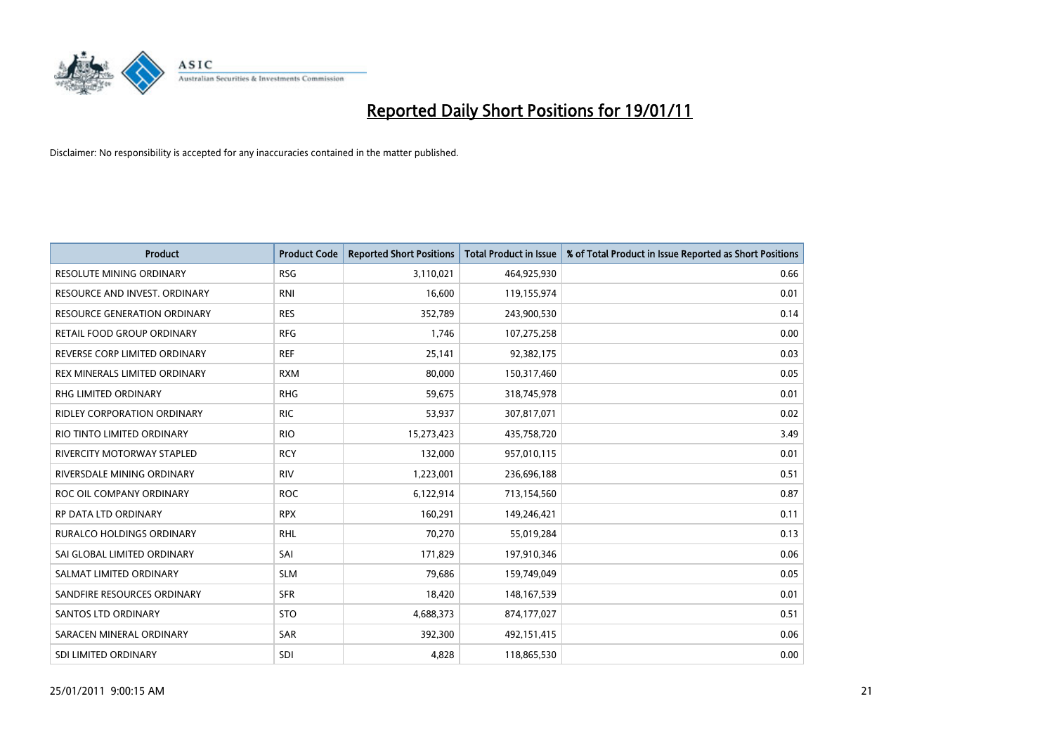# Reported Daily Short Positions for 19/01/11

Disclaimer: No responsibility is accepted for any inaccuracies contained in the matter published.

| Product | Product Code | Reported Short Positions | Total Product in Issue | % of Total Product in Issue Reported as Short Positions |
|---|---|---|---|---|
| RESOLUTE MINING ORDINARY | RSG | 3,110,021 | 464,925,930 | 0.66 |
| RESOURCE AND INVEST. ORDINARY | RNI | 16,600 | 119,155,974 | 0.01 |
| RESOURCE GENERATION ORDINARY | RES | 352,789 | 243,900,530 | 0.14 |
| RETAIL FOOD GROUP ORDINARY | RFG | 1,746 | 107,275,258 | 0.00 |
| REVERSE CORP LIMITED ORDINARY | REF | 25,141 | 92,382,175 | 0.03 |
| REX MINERALS LIMITED ORDINARY | RXM | 80,000 | 150,317,460 | 0.05 |
| RHG LIMITED ORDINARY | RHG | 59,675 | 318,745,978 | 0.01 |
| RIDLEY CORPORATION ORDINARY | RIC | 53,937 | 307,817,071 | 0.02 |
| RIO TINTO LIMITED ORDINARY | RIO | 15,273,423 | 435,758,720 | 3.49 |
| RIVERCITY MOTORWAY STAPLED | RCY | 132,000 | 957,010,115 | 0.01 |
| RIVERSDALE MINING ORDINARY | RIV | 1,223,001 | 236,696,188 | 0.51 |
| ROC OIL COMPANY ORDINARY | ROC | 6,122,914 | 713,154,560 | 0.87 |
| RP DATA LTD ORDINARY | RPX | 160,291 | 149,246,421 | 0.11 |
| RURALCO HOLDINGS ORDINARY | RHL | 70,270 | 55,019,284 | 0.13 |
| SAI GLOBAL LIMITED ORDINARY | SAI | 171,829 | 197,910,346 | 0.06 |
| SALMAT LIMITED ORDINARY | SLM | 79,686 | 159,749,049 | 0.05 |
| SANDFIRE RESOURCES ORDINARY | SFR | 18,420 | 148,167,539 | 0.01 |
| SANTOS LTD ORDINARY | STO | 4,688,373 | 874,177,027 | 0.51 |
| SARACEN MINERAL ORDINARY | SAR | 392,300 | 492,151,415 | 0.06 |
| SDI LIMITED ORDINARY | SDI | 4,828 | 118,865,530 | 0.00 |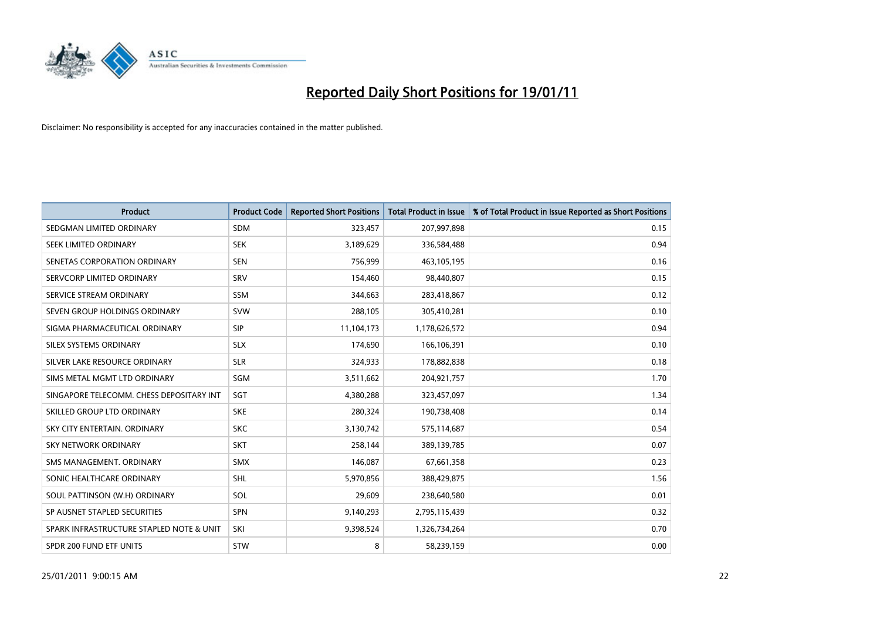# Reported Daily Short Positions for 19/01/11

Disclaimer: No responsibility is accepted for any inaccuracies contained in the matter published.

| Product | Product Code | Reported Short Positions | Total Product in Issue | % of Total Product in Issue Reported as Short Positions |
|---|---|---|---|---|
| SEDGMAN LIMITED ORDINARY | SDM | 323,457 | 207,997,898 | 0.15 |
| SEEK LIMITED ORDINARY | SEK | 3,189,629 | 336,584,488 | 0.94 |
| SENETAS CORPORATION ORDINARY | SEN | 756,999 | 463,105,195 | 0.16 |
| SERVCORP LIMITED ORDINARY | SRV | 154,460 | 98,440,807 | 0.15 |
| SERVICE STREAM ORDINARY | SSM | 344,663 | 283,418,867 | 0.12 |
| SEVEN GROUP HOLDINGS ORDINARY | SVW | 288,105 | 305,410,281 | 0.10 |
| SIGMA PHARMACEUTICAL ORDINARY | SIP | 11,104,173 | 1,178,626,572 | 0.94 |
| SILEX SYSTEMS ORDINARY | SLX | 174,690 | 166,106,391 | 0.10 |
| SILVER LAKE RESOURCE ORDINARY | SLR | 324,933 | 178,882,838 | 0.18 |
| SIMS METAL MGMT LTD ORDINARY | SGM | 3,511,662 | 204,921,757 | 1.70 |
| SINGAPORE TELECOMM. CHESS DEPOSITARY INT | SGT | 4,380,288 | 323,457,097 | 1.34 |
| SKILLED GROUP LTD ORDINARY | SKE | 280,324 | 190,738,408 | 0.14 |
| SKY CITY ENTERTAIN. ORDINARY | SKC | 3,130,742 | 575,114,687 | 0.54 |
| SKY NETWORK ORDINARY | SKT | 258,144 | 389,139,785 | 0.07 |
| SMS MANAGEMENT. ORDINARY | SMX | 146,087 | 67,661,358 | 0.23 |
| SONIC HEALTHCARE ORDINARY | SHL | 5,970,856 | 388,429,875 | 1.56 |
| SOUL PATTINSON (W.H) ORDINARY | SOL | 29,609 | 238,640,580 | 0.01 |
| SP AUSNET STAPLED SECURITIES | SPN | 9,140,293 | 2,795,115,439 | 0.32 |
| SPARK INFRASTRUCTURE STAPLED NOTE & UNIT | SKI | 9,398,524 | 1,326,734,264 | 0.70 |
| SPDR 200 FUND ETF UNITS | STW | 8 | 58,239,159 | 0.00 |

25/01/2011 9:00:15 AM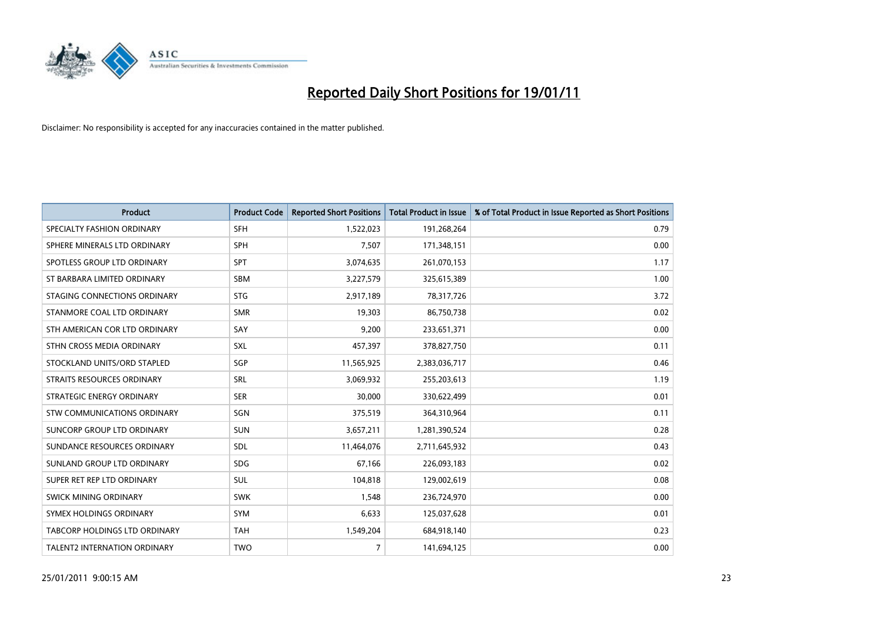# Reported Daily Short Positions for 19/01/11

Disclaimer: No responsibility is accepted for any inaccuracies contained in the matter published.

| Product | Product Code | Reported Short Positions | Total Product in Issue | % of Total Product in Issue Reported as Short Positions |
|---|---|---|---|---|
| SPECIALTY FASHION ORDINARY | SFH | 1,522,023 | 191,268,264 | 0.79 |
| SPHERE MINERALS LTD ORDINARY | SPH | 7,507 | 171,348,151 | 0.00 |
| SPOTLESS GROUP LTD ORDINARY | SPT | 3,074,635 | 261,070,153 | 1.17 |
| ST BARBARA LIMITED ORDINARY | SBM | 3,227,579 | 325,615,389 | 1.00 |
| STAGING CONNECTIONS ORDINARY | STG | 2,917,189 | 78,317,726 | 3.72 |
| STANMORE COAL LTD ORDINARY | SMR | 19,303 | 86,750,738 | 0.02 |
| STH AMERICAN COR LTD ORDINARY | SAY | 9,200 | 233,651,371 | 0.00 |
| STHN CROSS MEDIA ORDINARY | SXL | 457,397 | 378,827,750 | 0.11 |
| STOCKLAND UNITS/ORD STAPLED | SGP | 11,565,925 | 2,383,036,717 | 0.46 |
| STRAITS RESOURCES ORDINARY | SRL | 3,069,932 | 255,203,613 | 1.19 |
| STRATEGIC ENERGY ORDINARY | SER | 30,000 | 330,622,499 | 0.01 |
| STW COMMUNICATIONS ORDINARY | SGN | 375,519 | 364,310,964 | 0.11 |
| SUNCORP GROUP LTD ORDINARY | SUN | 3,657,211 | 1,281,390,524 | 0.28 |
| SUNDANCE RESOURCES ORDINARY | SDL | 11,464,076 | 2,711,645,932 | 0.43 |
| SUNLAND GROUP LTD ORDINARY | SDG | 67,166 | 226,093,183 | 0.02 |
| SUPER RET REP LTD ORDINARY | SUL | 104,818 | 129,002,619 | 0.08 |
| SWICK MINING ORDINARY | SWK | 1,548 | 236,724,970 | 0.00 |
| SYMEX HOLDINGS ORDINARY | SYM | 6,633 | 125,037,628 | 0.01 |
| TABCORP HOLDINGS LTD ORDINARY | TAH | 1,549,204 | 684,918,140 | 0.23 |
| TALENT2 INTERNATION ORDINARY | TWO | 7 | 141,694,125 | 0.00 |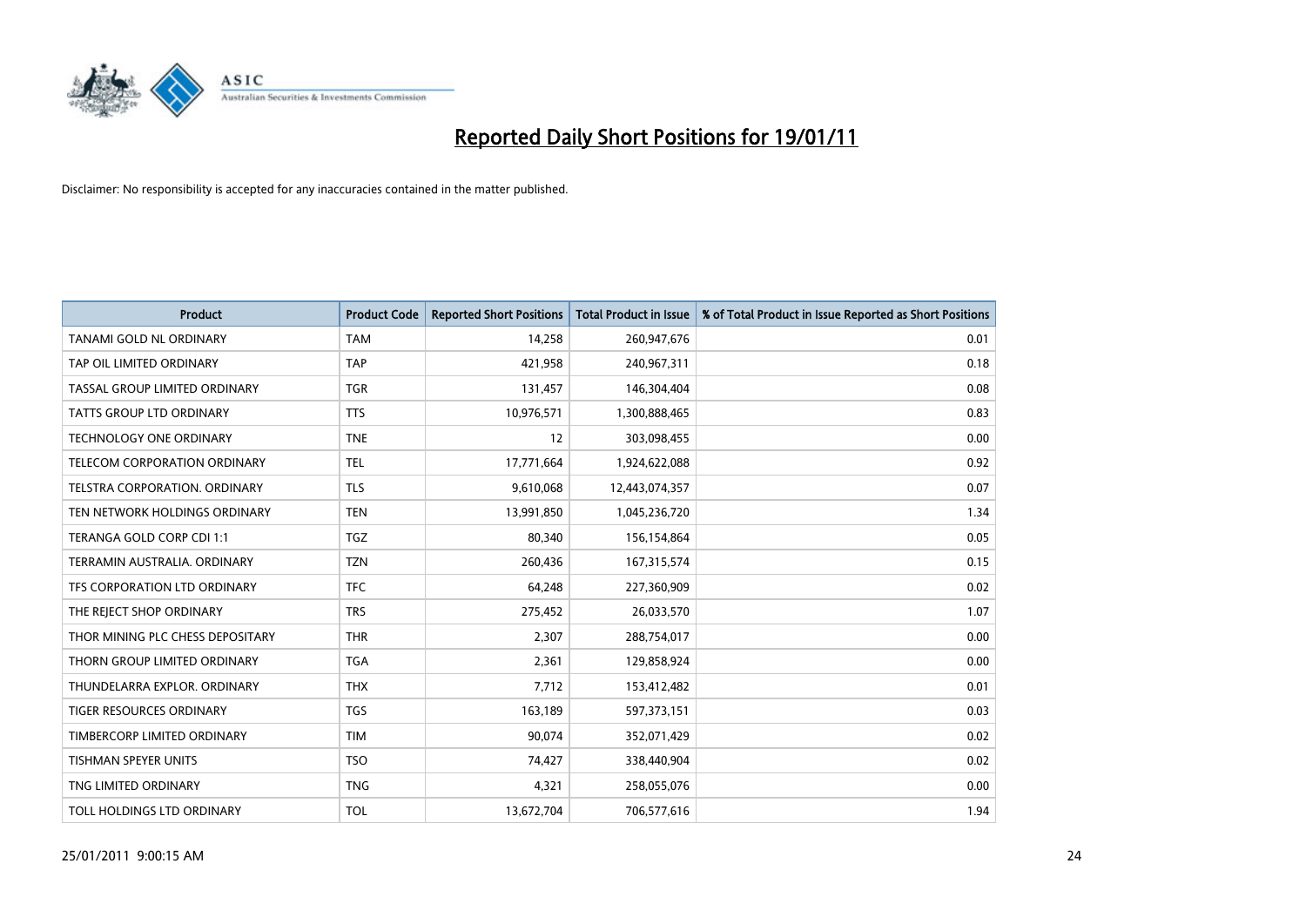# Reported Daily Short Positions for 19/01/11

Disclaimer: No responsibility is accepted for any inaccuracies contained in the matter published.

| Product | Product Code | Reported Short Positions | Total Product in Issue | % of Total Product in Issue Reported as Short Positions |
|---|---|---|---|---|
| TANAMI GOLD NL ORDINARY | TAM | 14,258 | 260,947,676 | 0.01 |
| TAP OIL LIMITED ORDINARY | TAP | 421,958 | 240,967,311 | 0.18 |
| TASSAL GROUP LIMITED ORDINARY | TGR | 131,457 | 146,304,404 | 0.08 |
| TATTS GROUP LTD ORDINARY | TTS | 10,976,571 | 1,300,888,465 | 0.83 |
| TECHNOLOGY ONE ORDINARY | TNE | 12 | 303,098,455 | 0.00 |
| TELECOM CORPORATION ORDINARY | TEL | 17,771,664 | 1,924,622,088 | 0.92 |
| TELSTRA CORPORATION. ORDINARY | TLS | 9,610,068 | 12,443,074,357 | 0.07 |
| TEN NETWORK HOLDINGS ORDINARY | TEN | 13,991,850 | 1,045,236,720 | 1.34 |
| TERANGA GOLD CORP CDI 1:1 | TGZ | 80,340 | 156,154,864 | 0.05 |
| TERRAMIN AUSTRALIA. ORDINARY | TZN | 260,436 | 167,315,574 | 0.15 |
| TFS CORPORATION LTD ORDINARY | TFC | 64,248 | 227,360,909 | 0.02 |
| THE REJECT SHOP ORDINARY | TRS | 275,452 | 26,033,570 | 1.07 |
| THOR MINING PLC CHESS DEPOSITARY | THR | 2,307 | 288,754,017 | 0.00 |
| THORN GROUP LIMITED ORDINARY | TGA | 2,361 | 129,858,924 | 0.00 |
| THUNDELARRA EXPLOR. ORDINARY | THX | 7,712 | 153,412,482 | 0.01 |
| TIGER RESOURCES ORDINARY | TGS | 163,189 | 597,373,151 | 0.03 |
| TIMBERCORP LIMITED ORDINARY | TIM | 90,074 | 352,071,429 | 0.02 |
| TISHMAN SPEYER UNITS | TSO | 74,427 | 338,440,904 | 0.02 |
| TNG LIMITED ORDINARY | TNG | 4,321 | 258,055,076 | 0.00 |
| TOLL HOLDINGS LTD ORDINARY | TOL | 13,672,704 | 706,577,616 | 1.94 |

25/01/2011 9:00:15 AM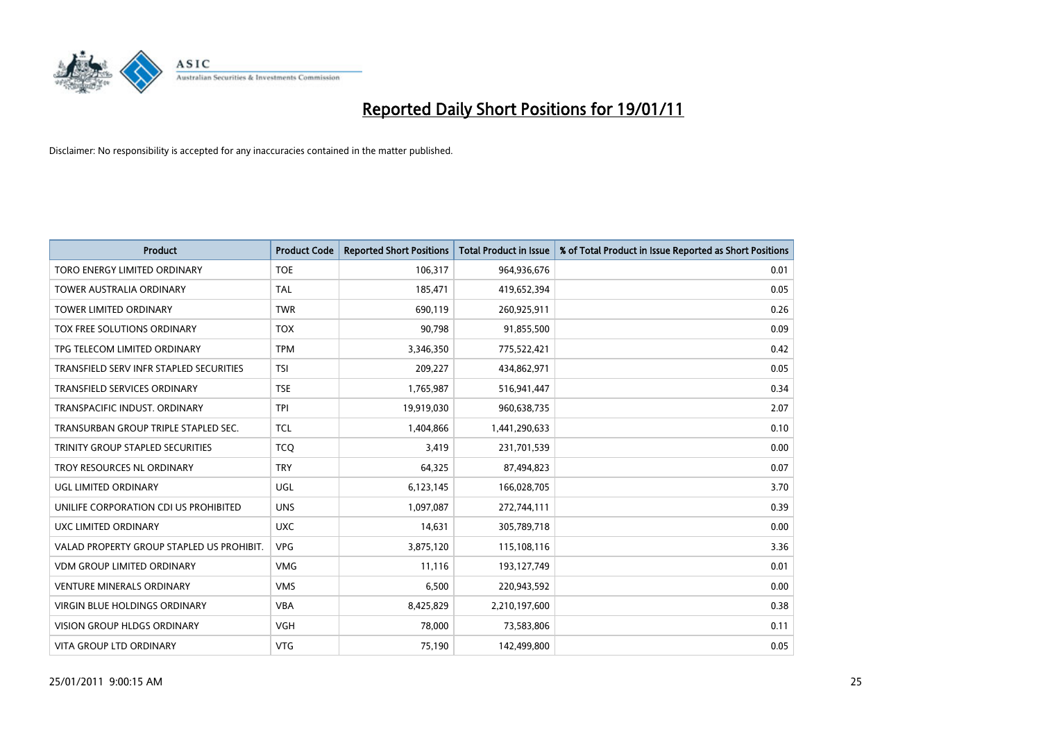# Reported Daily Short Positions for 19/01/11

Disclaimer: No responsibility is accepted for any inaccuracies contained in the matter published.

| Product | Product Code | Reported Short Positions | Total Product in Issue | % of Total Product in Issue Reported as Short Positions |
|---|---|---|---|---|
| TORO ENERGY LIMITED ORDINARY | TOE | 106,317 | 964,936,676 | 0.01 |
| TOWER AUSTRALIA ORDINARY | TAL | 185,471 | 419,652,394 | 0.05 |
| TOWER LIMITED ORDINARY | TWR | 690,119 | 260,925,911 | 0.26 |
| TOX FREE SOLUTIONS ORDINARY | TOX | 90,798 | 91,855,500 | 0.09 |
| TPG TELECOM LIMITED ORDINARY | TPM | 3,346,350 | 775,522,421 | 0.42 |
| TRANSFIELD SERV INFR STAPLED SECURITIES | TSI | 209,227 | 434,862,971 | 0.05 |
| TRANSFIELD SERVICES ORDINARY | TSE | 1,765,987 | 516,941,447 | 0.34 |
| TRANSPACIFIC INDUST. ORDINARY | TPI | 19,919,030 | 960,638,735 | 2.07 |
| TRANSURBAN GROUP TRIPLE STAPLED SEC. | TCL | 1,404,866 | 1,441,290,633 | 0.10 |
| TRINITY GROUP STAPLED SECURITIES | TCQ | 3,419 | 231,701,539 | 0.00 |
| TROY RESOURCES NL ORDINARY | TRY | 64,325 | 87,494,823 | 0.07 |
| UGL LIMITED ORDINARY | UGL | 6,123,145 | 166,028,705 | 3.70 |
| UNILIFE CORPORATION CDI US PROHIBITED | UNS | 1,097,087 | 272,744,111 | 0.39 |
| UXC LIMITED ORDINARY | UXC | 14,631 | 305,789,718 | 0.00 |
| VALAD PROPERTY GROUP STAPLED US PROHIBIT. | VPG | 3,875,120 | 115,108,116 | 3.36 |
| VDM GROUP LIMITED ORDINARY | VMG | 11,116 | 193,127,749 | 0.01 |
| VENTURE MINERALS ORDINARY | VMS | 6,500 | 220,943,592 | 0.00 |
| VIRGIN BLUE HOLDINGS ORDINARY | VBA | 8,425,829 | 2,210,197,600 | 0.38 |
| VISION GROUP HLDGS ORDINARY | VGH | 78,000 | 73,583,806 | 0.11 |
| VITA GROUP LTD ORDINARY | VTG | 75,190 | 142,499,800 | 0.05 |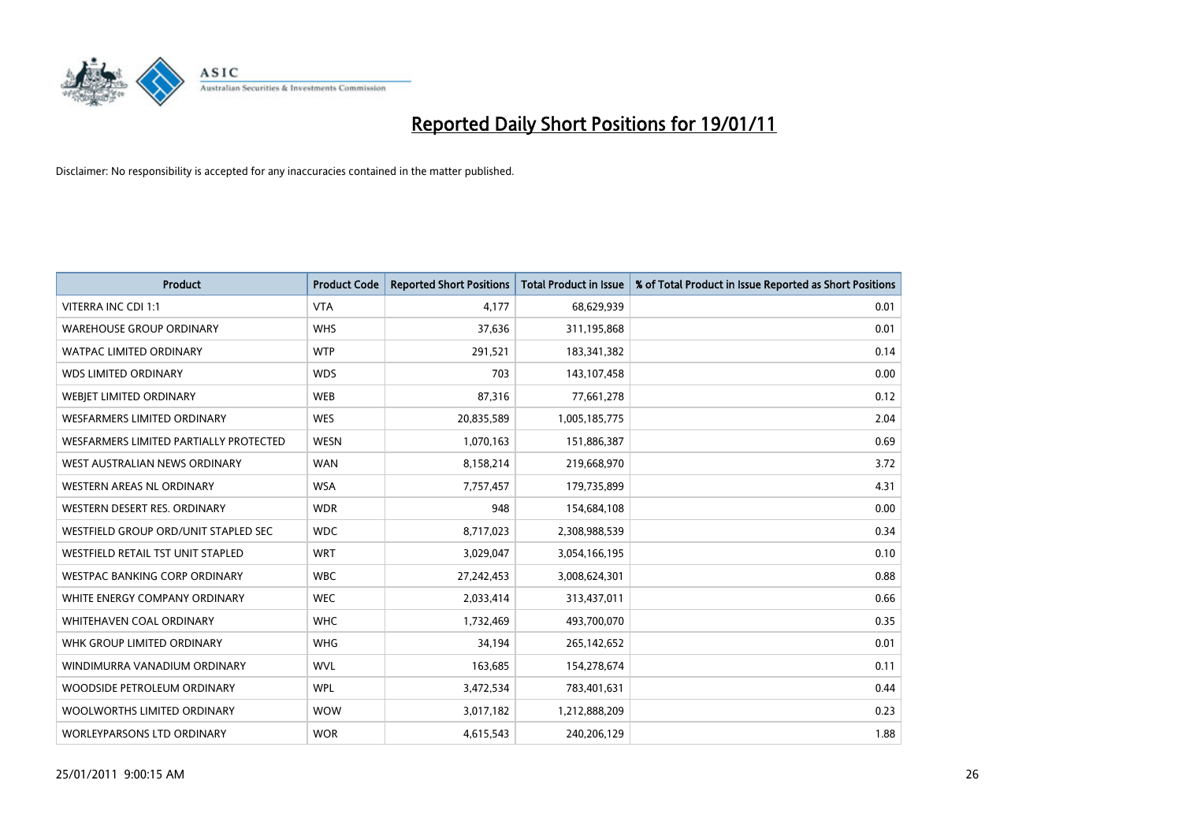# Reported Daily Short Positions for 19/01/11

Disclaimer: No responsibility is accepted for any inaccuracies contained in the matter published.

| Product | Product Code | Reported Short Positions | Total Product in Issue | % of Total Product in Issue Reported as Short Positions |
|---|---|---|---|---|
| VITERRA INC CDI 1:1 | VTA | 4,177 | 68,629,939 | 0.01 |
| WAREHOUSE GROUP ORDINARY | WHS | 37,636 | 311,195,868 | 0.01 |
| WATPAC LIMITED ORDINARY | WTP | 291,521 | 183,341,382 | 0.14 |
| WDS LIMITED ORDINARY | WDS | 703 | 143,107,458 | 0.00 |
| WEBJET LIMITED ORDINARY | WEB | 87,316 | 77,661,278 | 0.12 |
| WESFARMERS LIMITED ORDINARY | WES | 20,835,589 | 1,005,185,775 | 2.04 |
| WESFARMERS LIMITED PARTIALLY PROTECTED | WESN | 1,070,163 | 151,886,387 | 0.69 |
| WEST AUSTRALIAN NEWS ORDINARY | WAN | 8,158,214 | 219,668,970 | 3.72 |
| WESTERN AREAS NL ORDINARY | WSA | 7,757,457 | 179,735,899 | 4.31 |
| WESTERN DESERT RES. ORDINARY | WDR | 948 | 154,684,108 | 0.00 |
| WESTFIELD GROUP ORD/UNIT STAPLED SEC | WDC | 8,717,023 | 2,308,988,539 | 0.34 |
| WESTFIELD RETAIL TST UNIT STAPLED | WRT | 3,029,047 | 3,054,166,195 | 0.10 |
| WESTPAC BANKING CORP ORDINARY | WBC | 27,242,453 | 3,008,624,301 | 0.88 |
| WHITE ENERGY COMPANY ORDINARY | WEC | 2,033,414 | 313,437,011 | 0.66 |
| WHITEHAVEN COAL ORDINARY | WHC | 1,732,469 | 493,700,070 | 0.35 |
| WHK GROUP LIMITED ORDINARY | WHG | 34,194 | 265,142,652 | 0.01 |
| WINDIMURRA VANADIUM ORDINARY | WVL | 163,685 | 154,278,674 | 0.11 |
| WOODSIDE PETROLEUM ORDINARY | WPL | 3,472,534 | 783,401,631 | 0.44 |
| WOOLWORTHS LIMITED ORDINARY | WOW | 3,017,182 | 1,212,888,209 | 0.23 |
| WORLEYPARSONS LTD ORDINARY | WOR | 4,615,543 | 240,206,129 | 1.88 |

25/01/2011 9:00:15 AM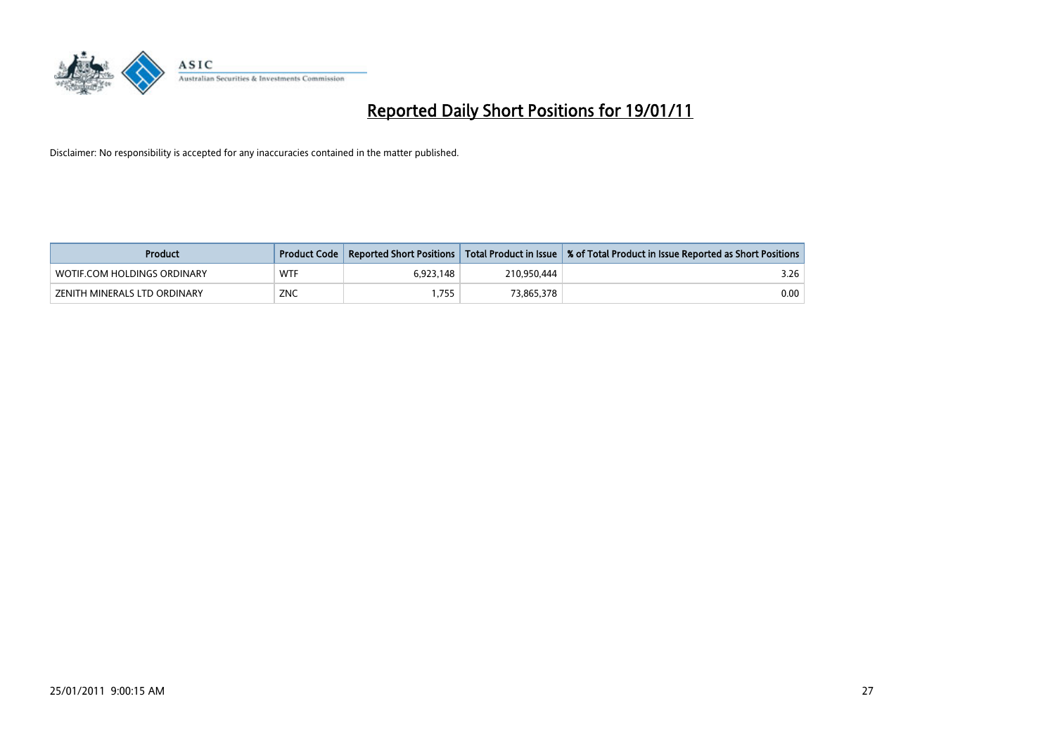# Reported Daily Short Positions for 19/01/11

Disclaimer: No responsibility is accepted for any inaccuracies contained in the matter published.

| Product | Product Code | Reported Short Positions | Total Product in Issue | % of Total Product in Issue Reported as Short Positions |
|---|---|---|---|---|
| WOTIF.COM HOLDINGS ORDINARY | WTF | 6,923,148 | 210,950,444 | 3.26 |
| ZENITH MINERALS LTD ORDINARY | ZNC | 1,755 | 73,865,378 | 0.00 |

25/01/2011 9:00:15 AM